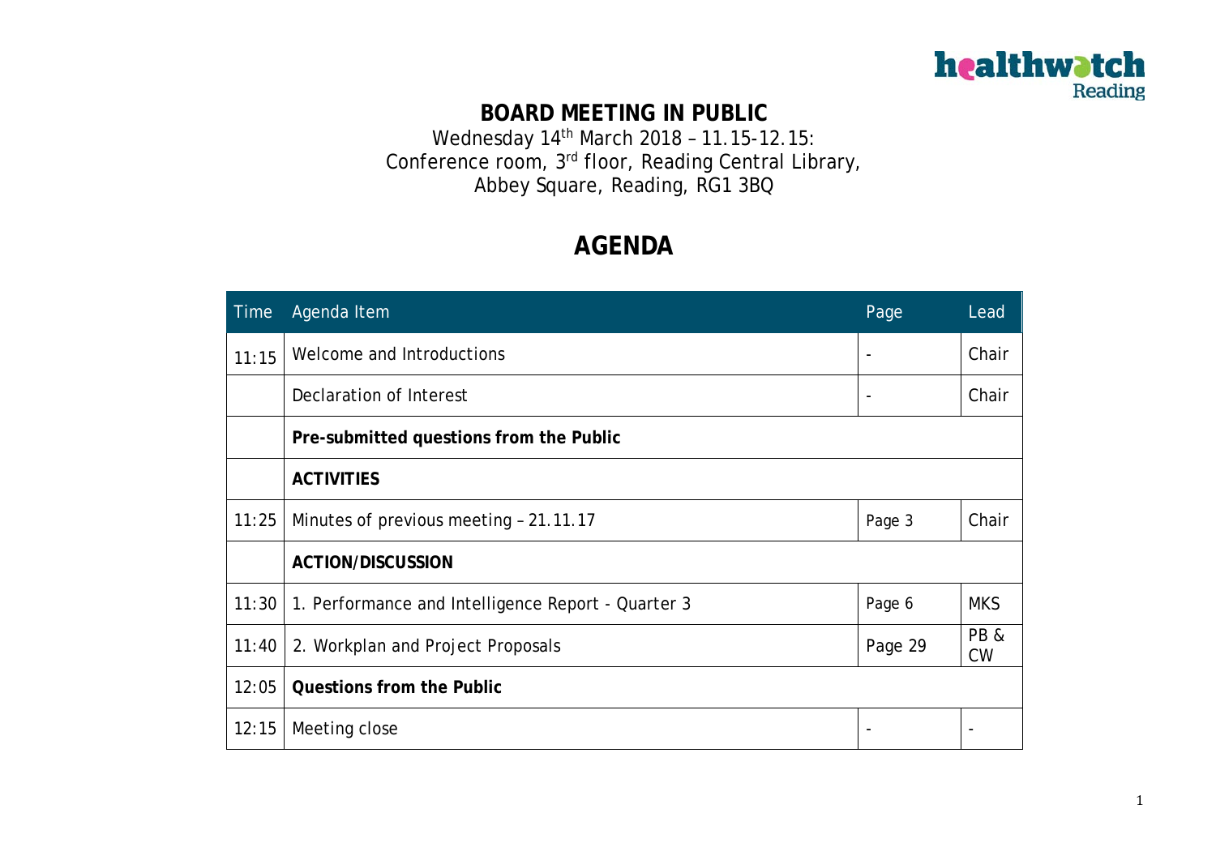healthwatch Reading

# BOARD MEETING IN PUBLIC

Wednesday 14th March 2018 – 11.15-12.15:
Conference room, 3rd floor, Reading Central Library,
Abbey Square, Reading, RG1 3BQ

## AGENDA

| Time | Agenda Item | Page | Lead |
|---|---|---|---|
| 11:15 | Welcome and Introductions | - | Chair |
| | Declaration of Interest | - | Chair |
| | **Pre-submitted questions from the Public** | | |
| | **ACTIVITIES** | | |
| 11:25 | Minutes of previous meeting – 21.11.17 | Page 3 | Chair |
| | **ACTION/DISCUSSION** | | |
| 11:30 | 1. Performance and Intelligence Report - Quarter 3 | Page 6 | MKS |
| 11:40 | 2. Workplan and Project Proposals | Page 29 | PB & CW |
| 12:05 | **Questions from the Public** | | |
| 12:15 | Meeting close | - | - |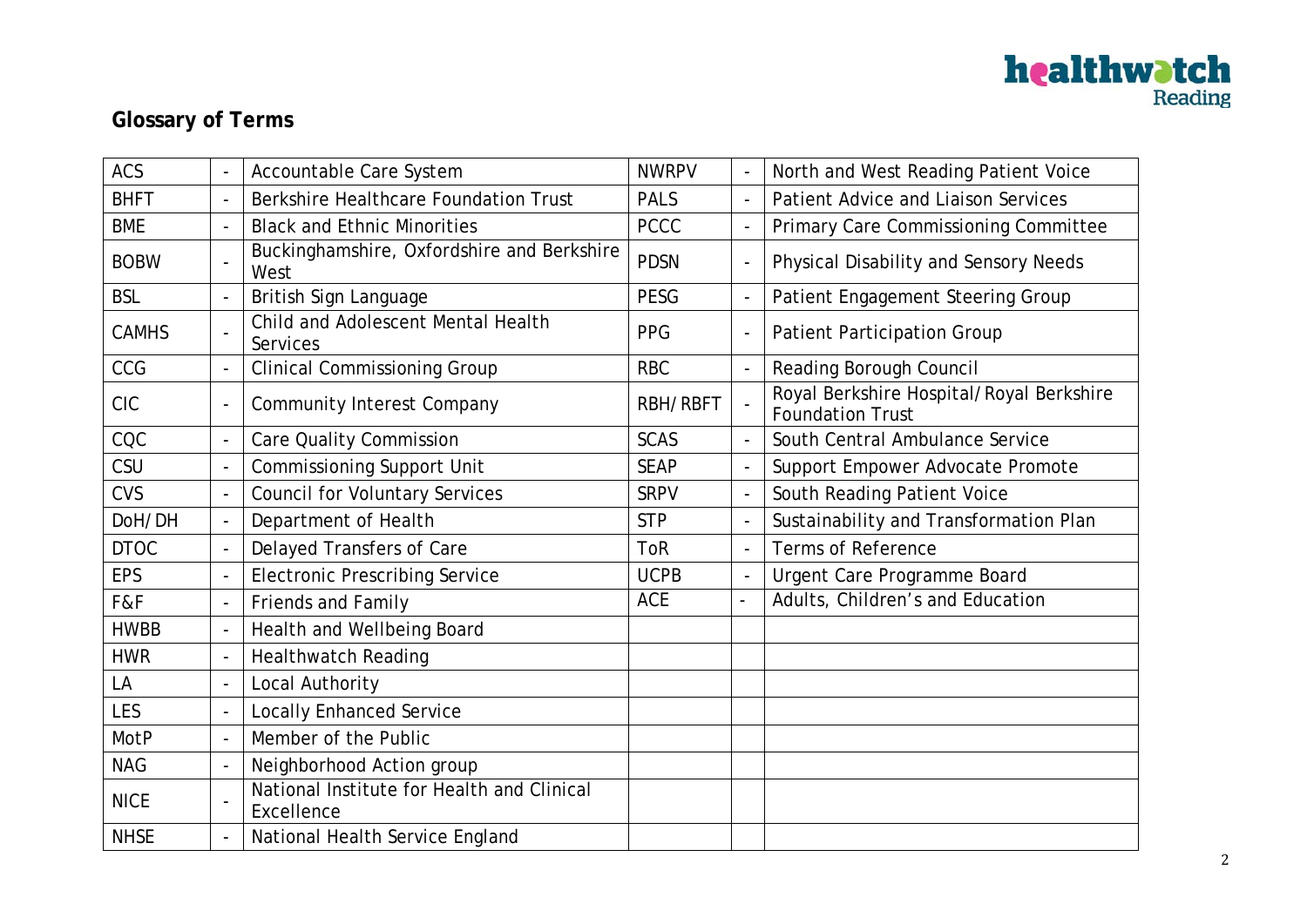## Glossary of Terms

| | | | | | |
|---|---|---|---|---|---|
| ACS | - | Accountable Care System | NWRPV | - | North and West Reading Patient Voice |
| BHFT | - | Berkshire Healthcare Foundation Trust | PALS | - | Patient Advice and Liaison Services |
| BME | - | Black and Ethnic Minorities | PCCC | - | Primary Care Commissioning Committee |
| BOBW | - | Buckinghamshire, Oxfordshire and Berkshire West | PDSN | - | Physical Disability and Sensory Needs |
| BSL | - | British Sign Language | PESG | - | Patient Engagement Steering Group |
| CAMHS | - | Child and Adolescent Mental Health Services | PPG | - | Patient Participation Group |
| CCG | - | Clinical Commissioning Group | RBC | - | Reading Borough Council |
| CIC | - | Community Interest Company | RBH/RBFT | - | Royal Berkshire Hospital/Royal Berkshire Foundation Trust |
| CQC | - | Care Quality Commission | SCAS | - | South Central Ambulance Service |
| CSU | - | Commissioning Support Unit | SEAP | - | Support Empower Advocate Promote |
| CVS | - | Council for Voluntary Services | SRPV | - | South Reading Patient Voice |
| DoH/DH | - | Department of Health | STP | - | Sustainability and Transformation Plan |
| DTOC | - | Delayed Transfers of Care | ToR | - | Terms of Reference |
| EPS | - | Electronic Prescribing Service | UCPB | - | Urgent Care Programme Board |
| F&F | - | Friends and Family | ACE | - | Adults, Children's and Education |
| HWBB | - | Health and Wellbeing Board | | | |
| HWR | - | Healthwatch Reading | | | |
| LA | - | Local Authority | | | |
| LES | - | Locally Enhanced Service | | | |
| MotP | - | Member of the Public | | | |
| NAG | - | Neighborhood Action group | | | |
| NICE | - | National Institute for Health and Clinical Excellence | | | |
| NHSE | - | National Health Service England | | | |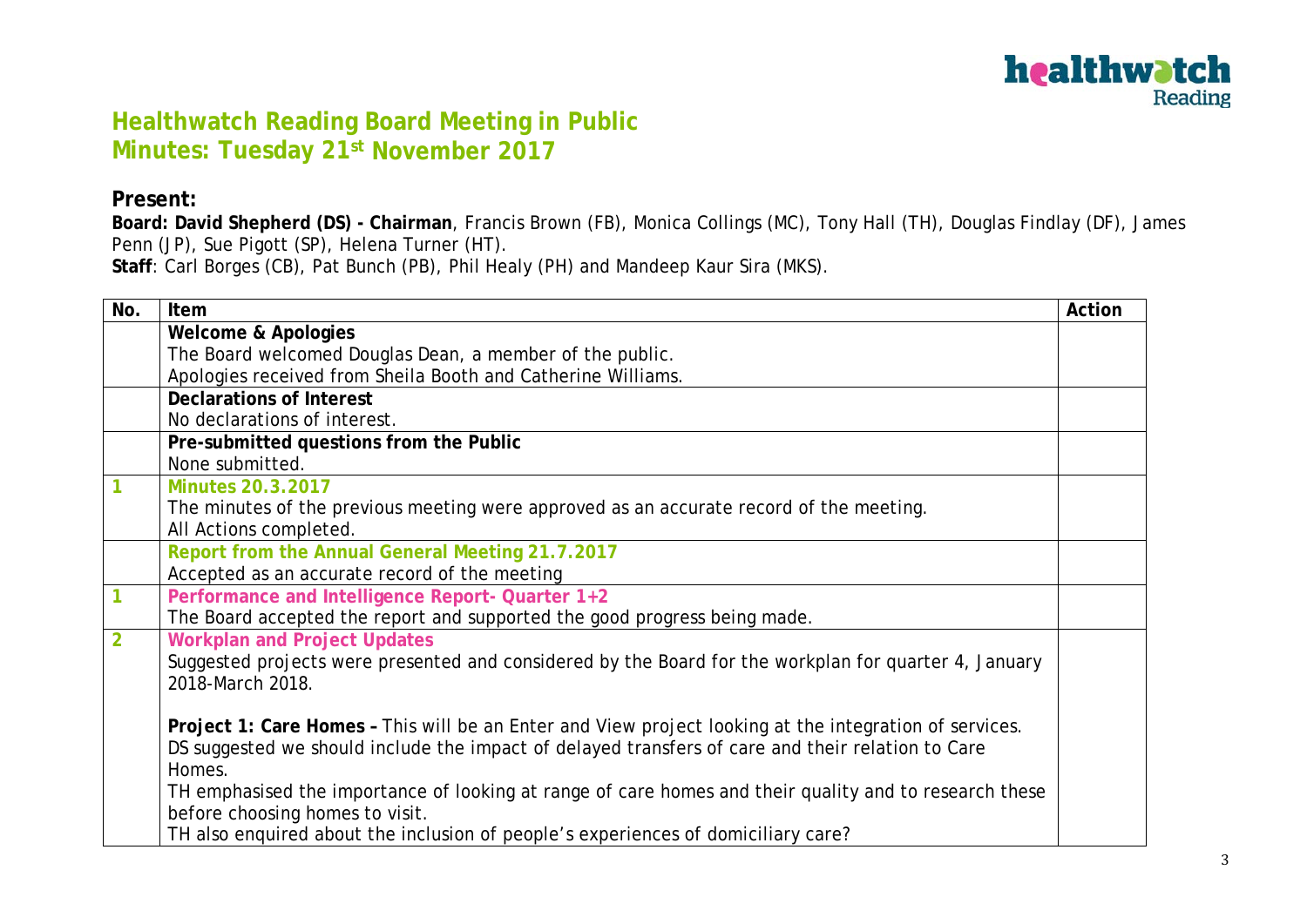# Healthwatch Reading Board Meeting in Public

## Minutes: Tuesday 21st November 2017

**Present:**

**Board: David Shepherd (DS) - Chairman**, Francis Brown (FB), Monica Collings (MC), Tony Hall (TH), Douglas Findlay (DF), James Penn (JP), Sue Pigott (SP), Helena Turner (HT).

**Staff**: Carl Borges (CB), Pat Bunch (PB), Phil Healy (PH) and Mandeep Kaur Sira (MKS).

| No. | Item | Action |
|---|---|---|
| | **Welcome & Apologies**<br>The Board welcomed Douglas Dean, a member of the public.<br>Apologies received from Sheila Booth and Catherine Williams. | |
| | **Declarations of Interest**<br>No declarations of interest. | |
| | **Pre-submitted questions from the Public**<br>None submitted. | |
| 1 | **Minutes 20.3.2017**<br>The minutes of the previous meeting were approved as an accurate record of the meeting.<br>All Actions completed. | |
| | **Report from the Annual General Meeting 21.7.2017**<br>Accepted as an accurate record of the meeting | |
| 1 | **Performance and Intelligence Report- Quarter 1+2**<br>The Board accepted the report and supported the good progress being made. | |
| 2 | **Workplan and Project Updates**<br>Suggested projects were presented and considered by the Board for the workplan for quarter 4, January 2018-March 2018.<br><br>**Project 1: Care Homes –** This will be an Enter and View project looking at the integration of services.<br>DS suggested we should include the impact of delayed transfers of care and their relation to Care Homes.<br>TH emphasised the importance of looking at range of care homes and their quality and to research these before choosing homes to visit.<br>TH also enquired about the inclusion of people's experiences of domiciliary care? | |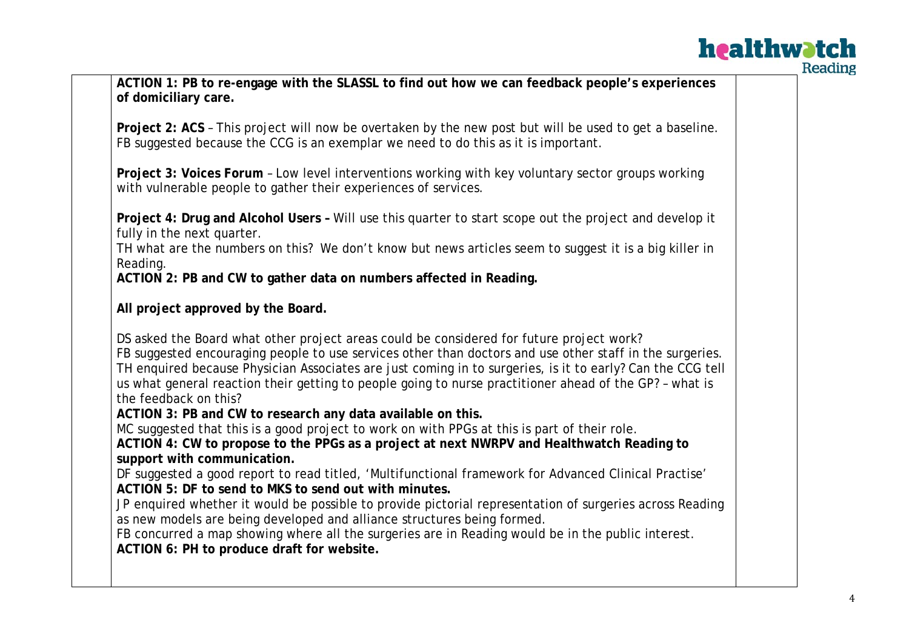**ACTION 1: PB to re-engage with the SLASSL to find out how we can feedback people's experiences of domiciliary care.**

**Project 2: ACS** – This project will now be overtaken by the new post but will be used to get a baseline. FB suggested because the CCG is an exemplar we need to do this as it is important.

**Project 3: Voices Forum** – Low level interventions working with key voluntary sector groups working with vulnerable people to gather their experiences of services.

**Project 4: Drug and Alcohol Users –** Will use this quarter to start scope out the project and develop it fully in the next quarter.
TH what are the numbers on this? We don't know but news articles seem to suggest it is a big killer in Reading.
**ACTION 2: PB and CW to gather data on numbers affected in Reading.**

**All project approved by the Board.**

DS asked the Board what other project areas could be considered for future project work?
FB suggested encouraging people to use services other than doctors and use other staff in the surgeries.
TH enquired because Physician Associates are just coming in to surgeries, is it to early? Can the CCG tell us what general reaction their getting to people going to nurse practitioner ahead of the GP? – what is the feedback on this?
**ACTION 3: PB and CW to research any data available on this.**
MC suggested that this is a good project to work on with PPGs at this is part of their role.
**ACTION 4: CW to propose to the PPGs as a project at next NWRPV and Healthwatch Reading to support with communication.**
DF suggested a good report to read titled, 'Multifunctional framework for Advanced Clinical Practise'
**ACTION 5: DF to send to MKS to send out with minutes.**
JP enquired whether it would be possible to provide pictorial representation of surgeries across Reading as new models are being developed and alliance structures being formed.
FB concurred a map showing where all the surgeries are in Reading would be in the public interest.
**ACTION 6: PH to produce draft for website.**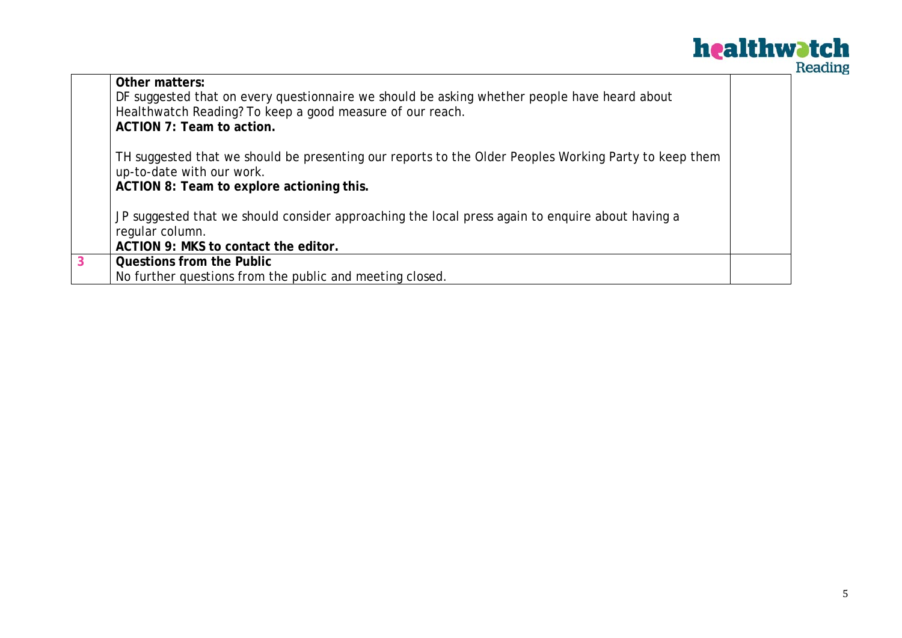| | | |
|---|---|---|
| | **Other matters:**<br>DF suggested that on every questionnaire we should be asking whether people have heard about Healthwatch Reading? To keep a good measure of our reach.<br>**ACTION 7: Team to action.**<br><br>TH suggested that we should be presenting our reports to the Older Peoples Working Party to keep them up-to-date with our work.<br>**ACTION 8: Team to explore actioning this.**<br><br>JP suggested that we should consider approaching the local press again to enquire about having a regular column.<br>**ACTION 9: MKS to contact the editor.** | |
| 3 | **Questions from the Public**<br>No further questions from the public and meeting closed. | |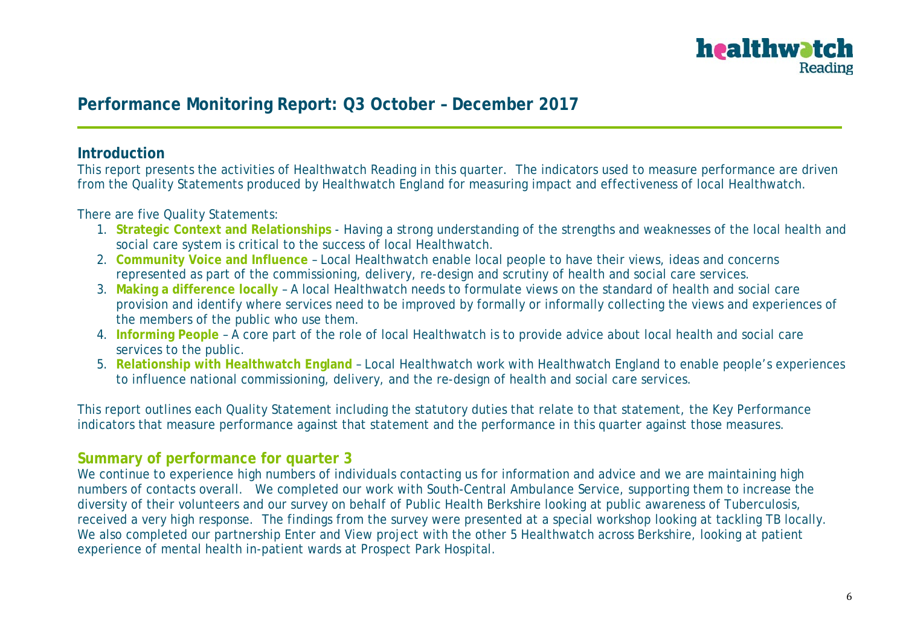# Performance Monitoring Report: Q3 October – December 2017

## Introduction

This report presents the activities of Healthwatch Reading in this quarter. The indicators used to measure performance are driven from the Quality Statements produced by Healthwatch England for measuring impact and effectiveness of local Healthwatch.

There are five Quality Statements:

1. **Strategic Context and Relationships** - Having a strong understanding of the strengths and weaknesses of the local health and social care system is critical to the success of local Healthwatch.
2. **Community Voice and Influence** – Local Healthwatch enable local people to have their views, ideas and concerns represented as part of the commissioning, delivery, re-design and scrutiny of health and social care services.
3. **Making a difference locally** – A local Healthwatch needs to formulate views on the standard of health and social care provision and identify where services need to be improved by formally or informally collecting the views and experiences of the members of the public who use them.
4. **Informing People** – A core part of the role of local Healthwatch is to provide advice about local health and social care services to the public.
5. **Relationship with Healthwatch England** – Local Healthwatch work with Healthwatch England to enable people's experiences to influence national commissioning, delivery, and the re-design of health and social care services.

This report outlines each Quality Statement including the statutory duties that relate to that statement, the Key Performance indicators that measure performance against that statement and the performance in this quarter against those measures.

## Summary of performance for quarter 3

We continue to experience high numbers of individuals contacting us for information and advice and we are maintaining high numbers of contacts overall. We completed our work with South-Central Ambulance Service, supporting them to increase the diversity of their volunteers and our survey on behalf of Public Health Berkshire looking at public awareness of Tuberculosis, received a very high response. The findings from the survey were presented at a special workshop looking at tackling TB locally. We also completed our partnership Enter and View project with the other 5 Healthwatch across Berkshire, looking at patient experience of mental health in-patient wards at Prospect Park Hospital.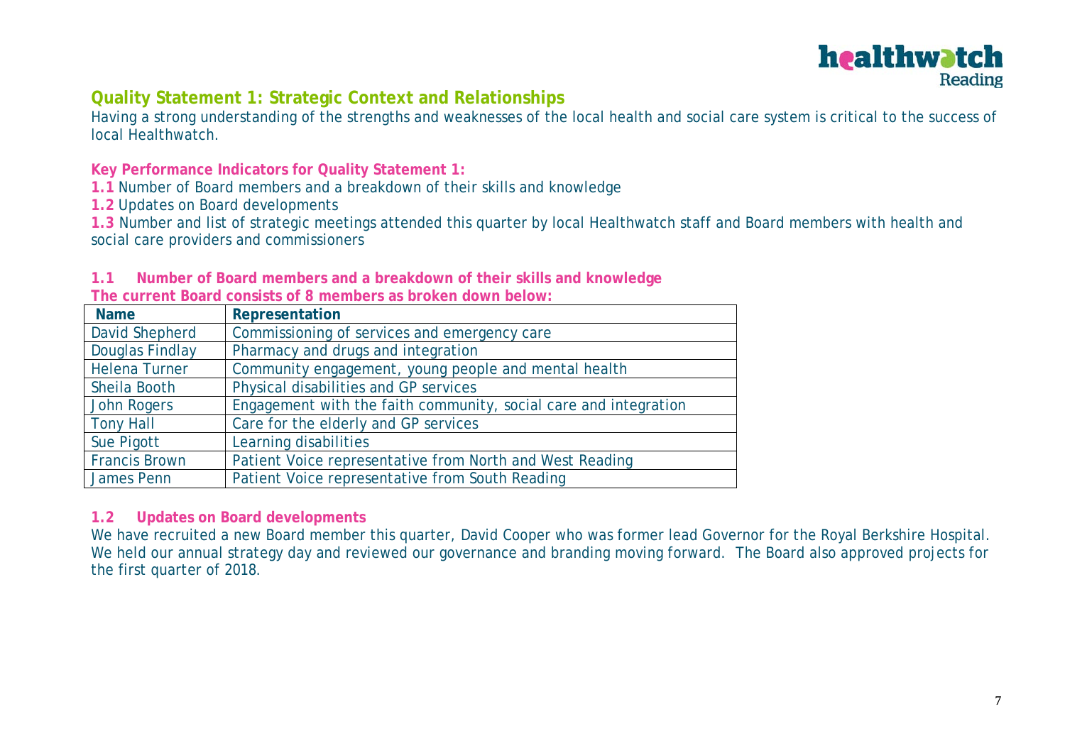## Quality Statement 1: Strategic Context and Relationships

Having a strong understanding of the strengths and weaknesses of the local health and social care system is critical to the success of local Healthwatch.

**Key Performance Indicators for Quality Statement 1:**

**1.1** Number of Board members and a breakdown of their skills and knowledge
**1.2** Updates on Board developments
**1.3** Number and list of strategic meetings attended this quarter by local Healthwatch staff and Board members with health and social care providers and commissioners

### 1.1 Number of Board members and a breakdown of their skills and knowledge

**The current Board consists of 8 members as broken down below:**

| Name | Representation |
|---|---|
| David Shepherd | Commissioning of services and emergency care |
| Douglas Findlay | Pharmacy and drugs and integration |
| Helena Turner | Community engagement, young people and mental health |
| Sheila Booth | Physical disabilities and GP services |
| John Rogers | Engagement with the faith community, social care and integration |
| Tony Hall | Care for the elderly and GP services |
| Sue Pigott | Learning disabilities |
| Francis Brown | Patient Voice representative from North and West Reading |
| James Penn | Patient Voice representative from South Reading |

### 1.2 Updates on Board developments

We have recruited a new Board member this quarter, David Cooper who was former lead Governor for the Royal Berkshire Hospital. We held our annual strategy day and reviewed our governance and branding moving forward. The Board also approved projects for the first quarter of 2018.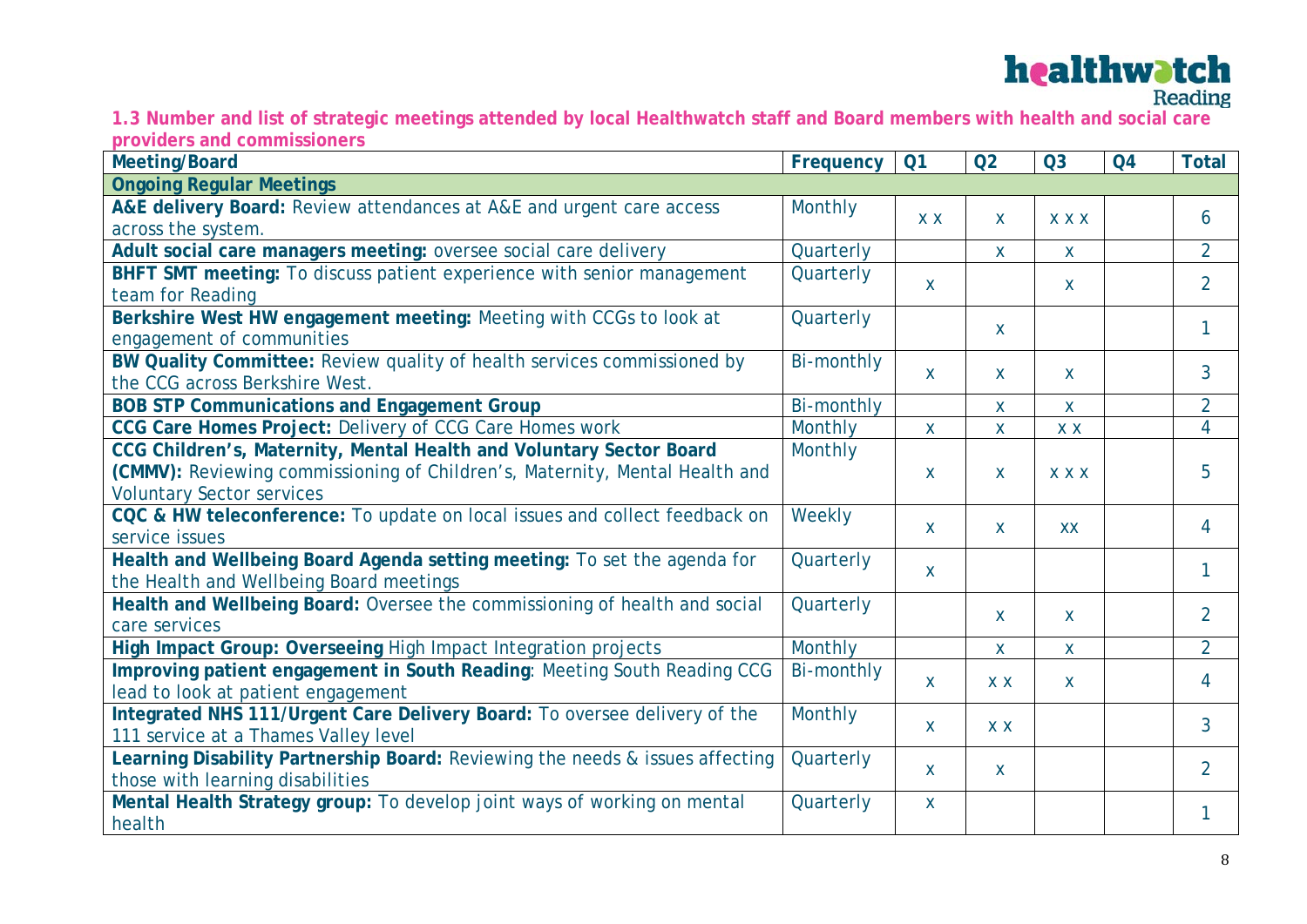**1.3 Number and list of strategic meetings attended by local Healthwatch staff and Board members with health and social care providers and commissioners**

| Meeting/Board | Frequency | Q1 | Q2 | Q3 | Q4 | Total |
|---|---|---|---|---|---|---|
| **Ongoing Regular Meetings** | | | | | | |
| **A&E delivery Board:** Review attendances at A&E and urgent care access across the system. | Monthly | x x | x | x x x | | 6 |
| **Adult social care managers meeting:** oversee social care delivery | Quarterly | | x | x | | 2 |
| **BHFT SMT meeting:** To discuss patient experience with senior management team for Reading | Quarterly | x | | x | | 2 |
| **Berkshire West HW engagement meeting:** Meeting with CCGs to look at engagement of communities | Quarterly | | x | | | 1 |
| **BW Quality Committee:** Review quality of health services commissioned by the CCG across Berkshire West. | Bi-monthly | x | x | x | | 3 |
| **BOB STP Communications and Engagement Group** | Bi-monthly | | x | x | | 2 |
| **CCG Care Homes Project:** Delivery of CCG Care Homes work | Monthly | x | x | x x | | 4 |
| **CCG Children's, Maternity, Mental Health and Voluntary Sector Board (CMMV):** Reviewing commissioning of Children's, Maternity, Mental Health and Voluntary Sector services | Monthly | x | x | x x x | | 5 |
| **CQC & HW teleconference:** To update on local issues and collect feedback on service issues | Weekly | x | x | xx | | 4 |
| **Health and Wellbeing Board Agenda setting meeting:** To set the agenda for the Health and Wellbeing Board meetings | Quarterly | x | | | | 1 |
| **Health and Wellbeing Board:** Oversee the commissioning of health and social care services | Quarterly | | x | x | | 2 |
| **High Impact Group: Overseeing** High Impact Integration projects | Monthly | | x | x | | 2 |
| **Improving patient engagement in South Reading**: Meeting South Reading CCG lead to look at patient engagement | Bi-monthly | x | x x | x | | 4 |
| **Integrated NHS 111/Urgent Care Delivery Board:** To oversee delivery of the 111 service at a Thames Valley level | Monthly | x | x x | | | 3 |
| **Learning Disability Partnership Board:** Reviewing the needs & issues affecting those with learning disabilities | Quarterly | x | x | | | 2 |
| **Mental Health Strategy group:** To develop joint ways of working on mental health | Quarterly | x | | | | 1 |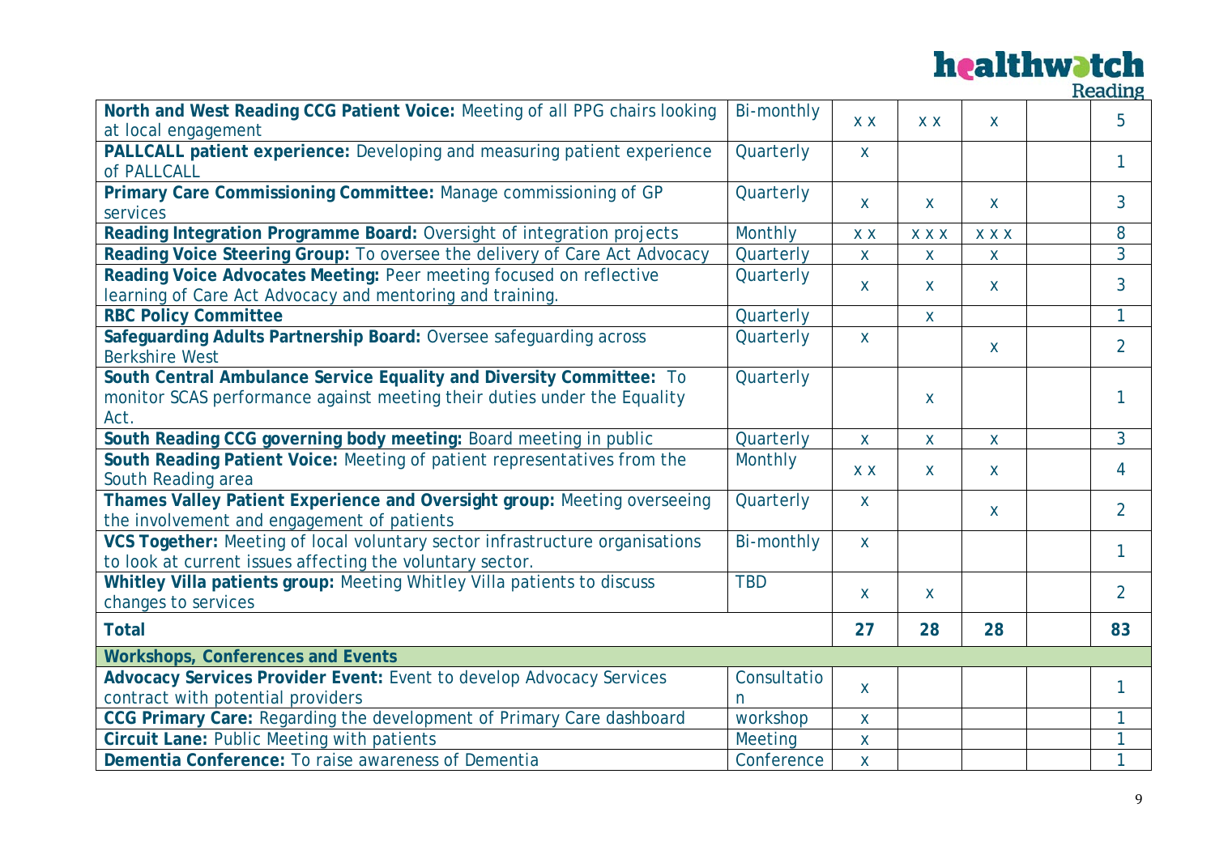| | | | | | | |
|---|---|---|---|---|---|---|
| **North and West Reading CCG Patient Voice:** Meeting of all PPG chairs looking at local engagement | Bi-monthly | x x | x x | x | | 5 |
| **PALLCALL patient experience:** Developing and measuring patient experience of PALLCALL | Quarterly | x | | | | 1 |
| **Primary Care Commissioning Committee:** Manage commissioning of GP services | Quarterly | x | x | x | | 3 |
| **Reading Integration Programme Board:** Oversight of integration projects | Monthly | x x | x x x | x x x | | 8 |
| **Reading Voice Steering Group:** To oversee the delivery of Care Act Advocacy | Quarterly | x | x | x | | 3 |
| **Reading Voice Advocates Meeting:** Peer meeting focused on reflective learning of Care Act Advocacy and mentoring and training. | Quarterly | x | x | x | | 3 |
| **RBC Policy Committee** | Quarterly | | x | | | 1 |
| **Safeguarding Adults Partnership Board:** Oversee safeguarding across Berkshire West | Quarterly | x | | x | | 2 |
| **South Central Ambulance Service Equality and Diversity Committee:** To monitor SCAS performance against meeting their duties under the Equality Act. | Quarterly | | x | | | 1 |
| **South Reading CCG governing body meeting:** Board meeting in public | Quarterly | x | x | x | | 3 |
| **South Reading Patient Voice:** Meeting of patient representatives from the South Reading area | Monthly | x x | x | x | | 4 |
| **Thames Valley Patient Experience and Oversight group:** Meeting overseeing the involvement and engagement of patients | Quarterly | x | | x | | 2 |
| **VCS Together:** Meeting of local voluntary sector infrastructure organisations to look at current issues affecting the voluntary sector. | Bi-monthly | x | | | | 1 |
| **Whitley Villa patients group:** Meeting Whitley Villa patients to discuss changes to services | TBD | x | x | | | 2 |
| **Total** | | **27** | **28** | **28** | | **83** |
| **Workshops, Conferences and Events** | | | | | | |
| **Advocacy Services Provider Event:** Event to develop Advocacy Services contract with potential providers | Consultation | x | | | | 1 |
| **CCG Primary Care:** Regarding the development of Primary Care dashboard | workshop | x | | | | 1 |
| **Circuit Lane:** Public Meeting with patients | Meeting | x | | | | 1 |
| **Dementia Conference:** To raise awareness of Dementia | Conference | x | | | | 1 |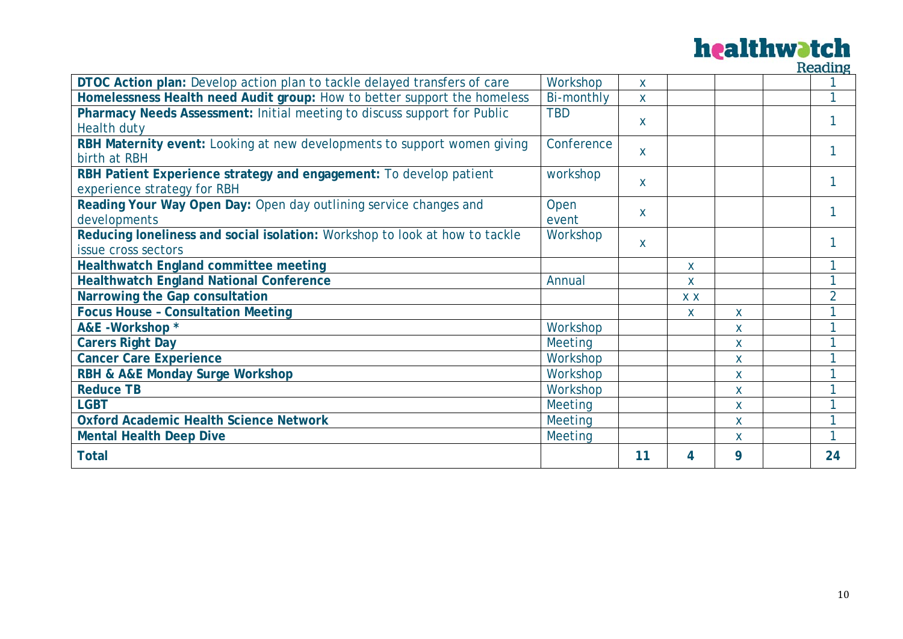| | | | | | | |
|---|---|---|---|---|---|---|
| **DTOC Action plan:** Develop action plan to tackle delayed transfers of care | Workshop | x | | | | 1 |
| **Homelessness Health need Audit group:** How to better support the homeless | Bi-monthly | x | | | | 1 |
| **Pharmacy Needs Assessment:** Initial meeting to discuss support for Public Health duty | TBD | x | | | | 1 |
| **RBH Maternity event:** Looking at new developments to support women giving birth at RBH | Conference | x | | | | 1 |
| **RBH Patient Experience strategy and engagement:** To develop patient experience strategy for RBH | workshop | x | | | | 1 |
| **Reading Your Way Open Day:** Open day outlining service changes and developments | Open event | x | | | | 1 |
| **Reducing loneliness and social isolation:** Workshop to look at how to tackle issue cross sectors | Workshop | x | | | | 1 |
| **Healthwatch England committee meeting** | | | x | | | 1 |
| **Healthwatch England National Conference** | Annual | | x | | | 1 |
| **Narrowing the Gap consultation** | | | x x | | | 2 |
| **Focus House – Consultation Meeting** | | | x | x | | 1 |
| **A&E -Workshop** * | Workshop | | | x | | 1 |
| **Carers Right Day** | Meeting | | | x | | 1 |
| **Cancer Care Experience** | Workshop | | | x | | 1 |
| **RBH & A&E Monday Surge Workshop** | Workshop | | | x | | 1 |
| **Reduce TB** | Workshop | | | x | | 1 |
| **LGBT** | Meeting | | | x | | 1 |
| **Oxford Academic Health Science Network** | Meeting | | | x | | 1 |
| **Mental Health Deep Dive** | Meeting | | | x | | 1 |
| **Total** | | **11** | **4** | **9** | | **24** |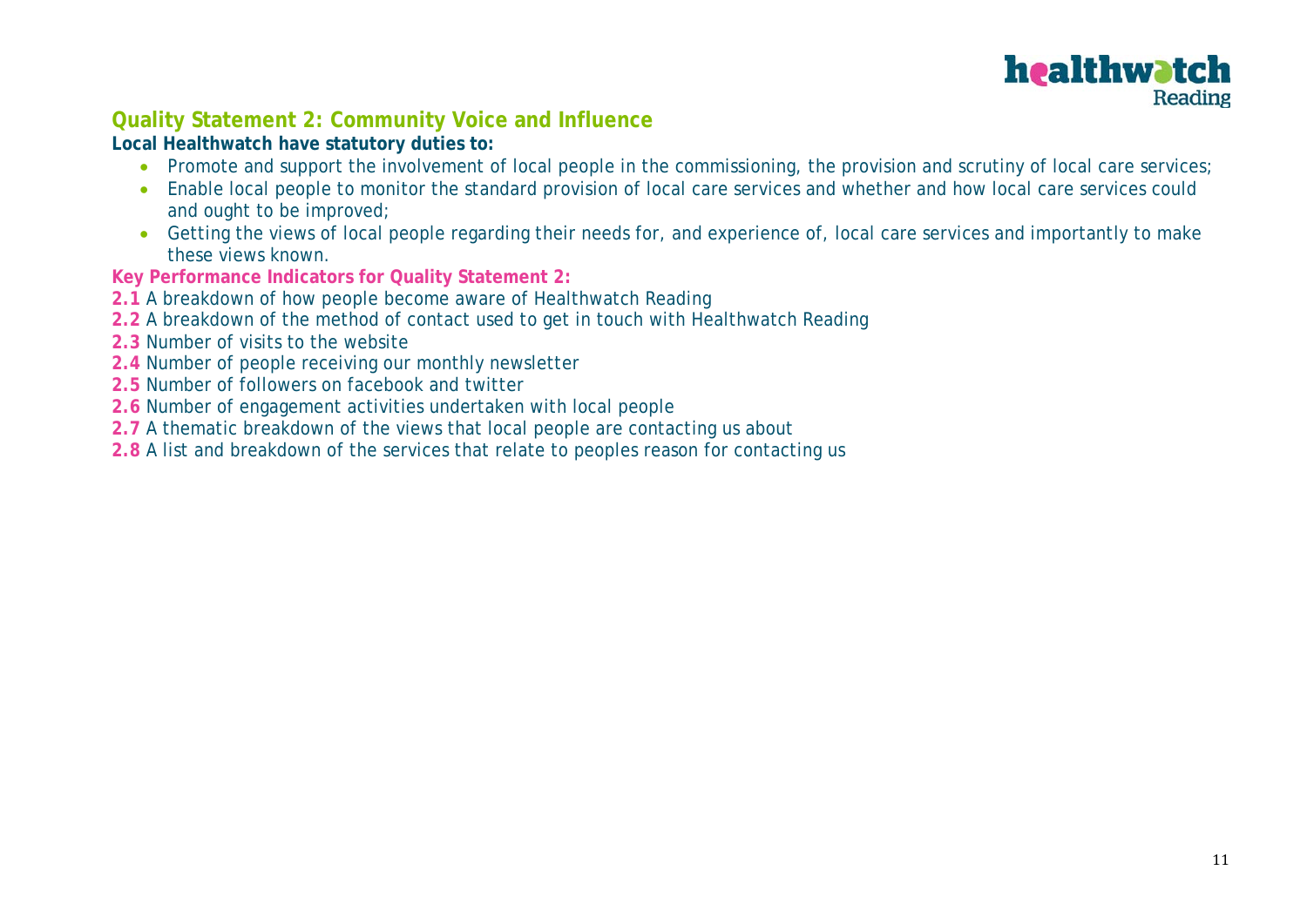## Quality Statement 2: Community Voice and Influence

**Local Healthwatch have statutory duties to:**

- Promote and support the involvement of local people in the commissioning, the provision and scrutiny of local care services;
- Enable local people to monitor the standard provision of local care services and whether and how local care services could and ought to be improved;
- Getting the views of local people regarding their needs for, and experience of, local care services and importantly to make these views known.

**Key Performance Indicators for Quality Statement 2:**

**2.1** A breakdown of how people become aware of Healthwatch Reading
**2.2** A breakdown of the method of contact used to get in touch with Healthwatch Reading
**2.3** Number of visits to the website
**2.4** Number of people receiving our monthly newsletter
**2.5** Number of followers on facebook and twitter
**2.6** Number of engagement activities undertaken with local people
**2.7** A thematic breakdown of the views that local people are contacting us about
**2.8** A list and breakdown of the services that relate to peoples reason for contacting us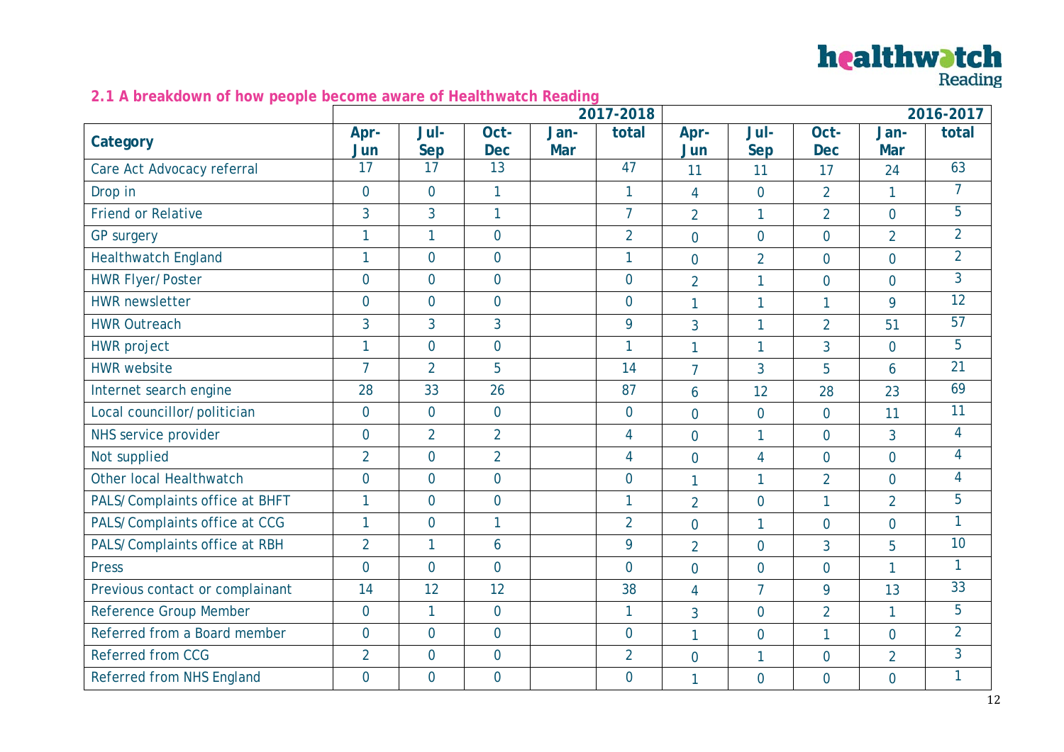## 2.1 A breakdown of how people become aware of Healthwatch Reading

| | 2017-2018 | | | | | 2016-2017 | | | | |
|---|---|---|---|---|---|---|---|---|---|---|
| Category | Apr-Jun | Jul-Sep | Oct-Dec | Jan-Mar | total | Apr-Jun | Jul-Sep | Oct-Dec | Jan-Mar | total |
| Care Act Advocacy referral | 17 | 17 | 13 | | 47 | 11 | 11 | 17 | 24 | 63 |
| Drop in | 0 | 0 | 1 | | 1 | 4 | 0 | 2 | 1 | 7 |
| Friend or Relative | 3 | 3 | 1 | | 7 | 2 | 1 | 2 | 0 | 5 |
| GP surgery | 1 | 1 | 0 | | 2 | 0 | 0 | 0 | 2 | 2 |
| Healthwatch England | 1 | 0 | 0 | | 1 | 0 | 2 | 0 | 0 | 2 |
| HWR Flyer/Poster | 0 | 0 | 0 | | 0 | 2 | 1 | 0 | 0 | 3 |
| HWR newsletter | 0 | 0 | 0 | | 0 | 1 | 1 | 1 | 9 | 12 |
| HWR Outreach | 3 | 3 | 3 | | 9 | 3 | 1 | 2 | 51 | 57 |
| HWR project | 1 | 0 | 0 | | 1 | 1 | 1 | 3 | 0 | 5 |
| HWR website | 7 | 2 | 5 | | 14 | 7 | 3 | 5 | 6 | 21 |
| Internet search engine | 28 | 33 | 26 | | 87 | 6 | 12 | 28 | 23 | 69 |
| Local councillor/politician | 0 | 0 | 0 | | 0 | 0 | 0 | 0 | 11 | 11 |
| NHS service provider | 0 | 2 | 2 | | 4 | 0 | 1 | 0 | 3 | 4 |
| Not supplied | 2 | 0 | 2 | | 4 | 0 | 4 | 0 | 0 | 4 |
| Other local Healthwatch | 0 | 0 | 0 | | 0 | 1 | 1 | 2 | 0 | 4 |
| PALS/Complaints office at BHFT | 1 | 0 | 0 | | 1 | 2 | 0 | 1 | 2 | 5 |
| PALS/Complaints office at CCG | 1 | 0 | 1 | | 2 | 0 | 1 | 0 | 0 | 1 |
| PALS/Complaints office at RBH | 2 | 1 | 6 | | 9 | 2 | 0 | 3 | 5 | 10 |
| Press | 0 | 0 | 0 | | 0 | 0 | 0 | 0 | 1 | 1 |
| Previous contact or complainant | 14 | 12 | 12 | | 38 | 4 | 7 | 9 | 13 | 33 |
| Reference Group Member | 0 | 1 | 0 | | 1 | 3 | 0 | 2 | 1 | 5 |
| Referred from a Board member | 0 | 0 | 0 | | 0 | 1 | 0 | 1 | 0 | 2 |
| Referred from CCG | 2 | 0 | 0 | | 2 | 0 | 1 | 0 | 2 | 3 |
| Referred from NHS England | 0 | 0 | 0 | | 0 | 1 | 0 | 0 | 0 | 1 |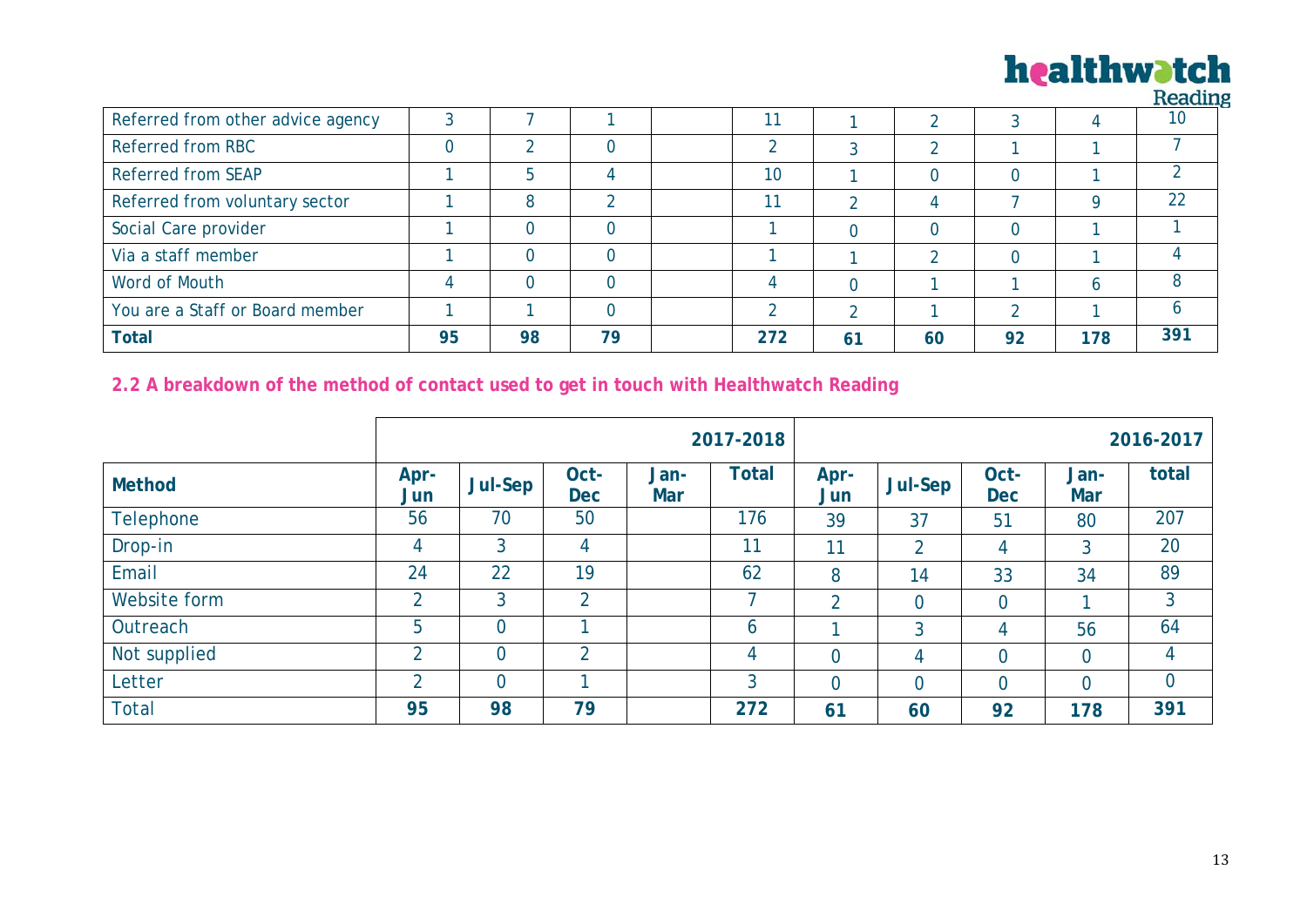| | | | | | | | | | | |
|---|---|---|---|---|---|---|---|---|---|---|
| Referred from other advice agency | 3 | 7 | 1 | | 11 | 1 | 2 | 3 | 4 | 10 |
| Referred from RBC | 0 | 2 | 0 | | 2 | 3 | 2 | 1 | 1 | 7 |
| Referred from SEAP | 1 | 5 | 4 | | 10 | 1 | 0 | 0 | 1 | 2 |
| Referred from voluntary sector | 1 | 8 | 2 | | 11 | 2 | 4 | 7 | 9 | 22 |
| Social Care provider | 1 | 0 | 0 | | 1 | 0 | 0 | 0 | 1 | 1 |
| Via a staff member | 1 | 0 | 0 | | 1 | 1 | 2 | 0 | 1 | 4 |
| Word of Mouth | 4 | 0 | 0 | | 4 | 0 | 1 | 1 | 6 | 8 |
| You are a Staff or Board member | 1 | 1 | 0 | | 2 | 2 | 1 | 2 | 1 | 6 |
| **Total** | **95** | **98** | **79** | | **272** | **61** | **60** | **92** | **178** | **391** |

## 2.2 A breakdown of the method of contact used to get in touch with Healthwatch Reading

| | 2017-2018 | | | | | 2016-2017 | | | | |
|---|---|---|---|---|---|---|---|---|---|---|
| **Method** | **Apr-Jun** | **Jul-Sep** | **Oct-Dec** | **Jan-Mar** | **Total** | **Apr-Jun** | **Jul-Sep** | **Oct-Dec** | **Jan-Mar** | **total** |
| Telephone | 56 | 70 | 50 | | 176 | 39 | 37 | 51 | 80 | 207 |
| Drop-in | 4 | 3 | 4 | | 11 | 11 | 2 | 4 | 3 | 20 |
| Email | 24 | 22 | 19 | | 62 | 8 | 14 | 33 | 34 | 89 |
| Website form | 2 | 3 | 2 | | 7 | 2 | 0 | 0 | 1 | 3 |
| Outreach | 5 | 0 | 1 | | 6 | 1 | 3 | 4 | 56 | 64 |
| Not supplied | 2 | 0 | 2 | | 4 | 0 | 4 | 0 | 0 | 4 |
| Letter | 2 | 0 | 1 | | 3 | 0 | 0 | 0 | 0 | 0 |
| Total | **95** | **98** | **79** | | **272** | **61** | **60** | **92** | **178** | **391** |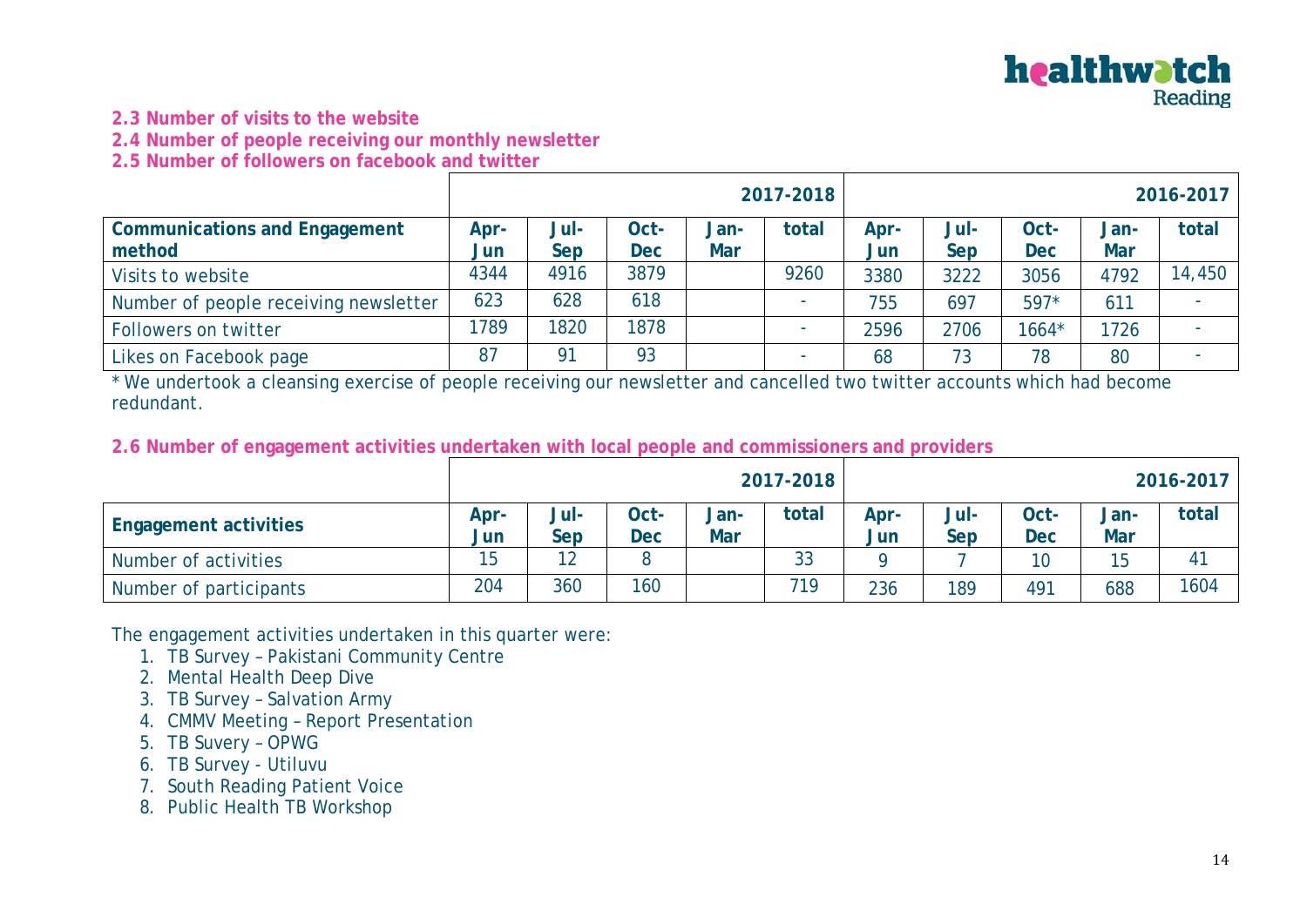**2.3 Number of visits to the website**

**2.4 Number of people receiving our monthly newsletter**

**2.5 Number of followers on facebook and twitter**

| | 2017-2018 | | | | | 2016-2017 | | | | |
|---|---|---|---|---|---|---|---|---|---|---|
| **Communications and Engagement method** | **Apr-Jun** | **Jul-Sep** | **Oct-Dec** | **Jan-Mar** | **total** | **Apr-Jun** | **Jul-Sep** | **Oct-Dec** | **Jan-Mar** | **total** |
| Visits to website | 4344 | 4916 | 3879 | | 9260 | 3380 | 3222 | 3056 | 4792 | 14,450 |
| Number of people receiving newsletter | 623 | 628 | 618 | | - | 755 | 697 | 597* | 611 | - |
| Followers on twitter | 1789 | 1820 | 1878 | | - | 2596 | 2706 | 1664* | 1726 | - |
| Likes on Facebook page | 87 | 91 | 93 | | - | 68 | 73 | 78 | 80 | - |

\* We undertook a cleansing exercise of people receiving our newsletter and cancelled two twitter accounts which had become redundant.

**2.6 Number of engagement activities undertaken with local people and commissioners and providers**

| | 2017-2018 | | | | | 2016-2017 | | | | |
|---|---|---|---|---|---|---|---|---|---|---|
| **Engagement activities** | **Apr-Jun** | **Jul-Sep** | **Oct-Dec** | **Jan-Mar** | **total** | **Apr-Jun** | **Jul-Sep** | **Oct-Dec** | **Jan-Mar** | **total** |
| Number of activities | 15 | 12 | 8 | | 33 | 9 | 7 | 10 | 15 | 41 |
| Number of participants | 204 | 360 | 160 | | 719 | 236 | 189 | 491 | 688 | 1604 |

The engagement activities undertaken in this quarter were:

1. TB Survey – Pakistani Community Centre
2. Mental Health Deep Dive
3. TB Survey – Salvation Army
4. CMMV Meeting – Report Presentation
5. TB Suvery – OPWG
6. TB Survey - Utiluvu
7. South Reading Patient Voice
8. Public Health TB Workshop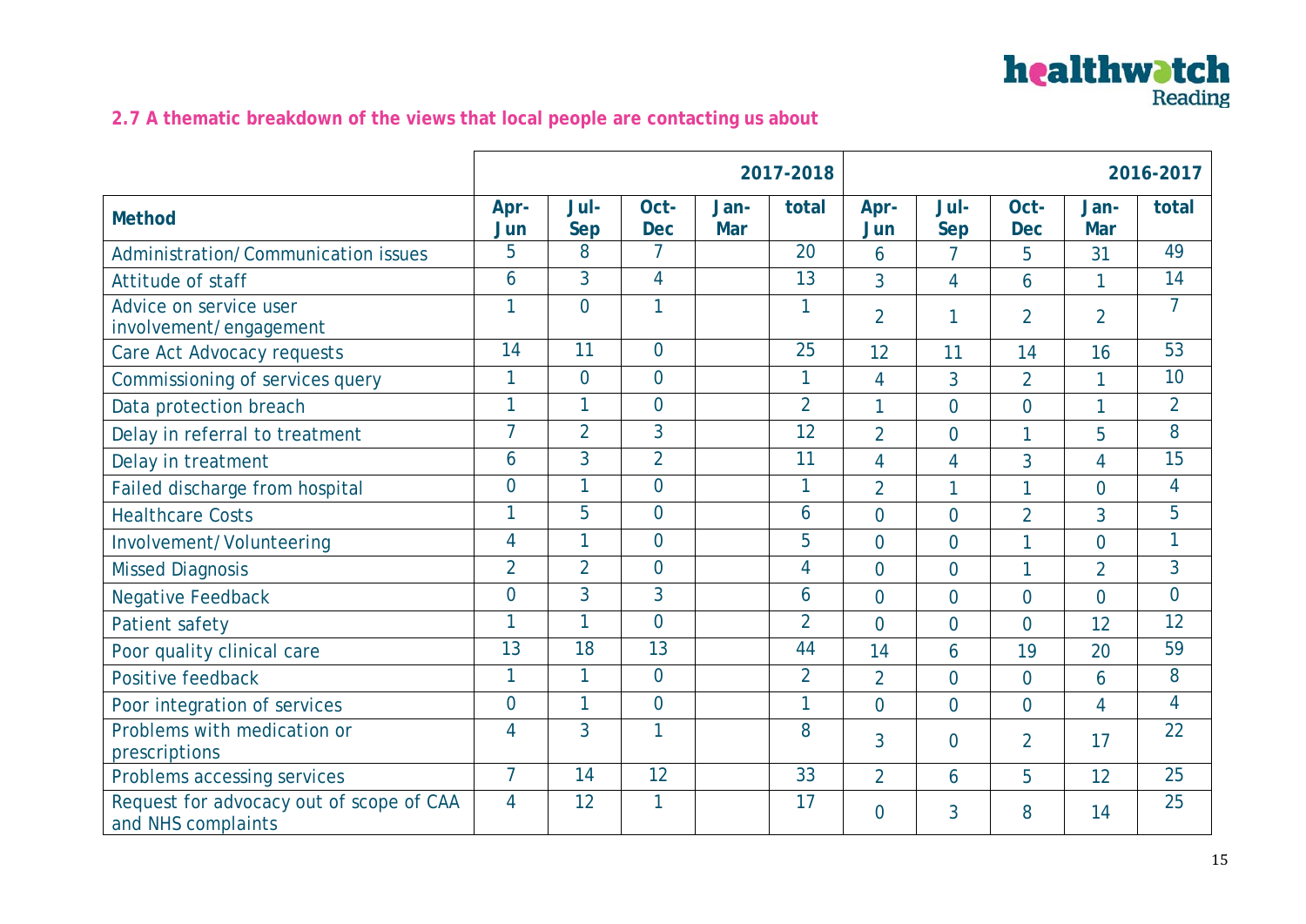## 2.7 A thematic breakdown of the views that local people are contacting us about

| | 2017-2018 | | | | | 2016-2017 | | | | |
|---|---|---|---|---|---|---|---|---|---|---|
| **Method** | **Apr-Jun** | **Jul-Sep** | **Oct-Dec** | **Jan-Mar** | **total** | **Apr-Jun** | **Jul-Sep** | **Oct-Dec** | **Jan-Mar** | **total** |
| Administration/Communication issues | 5 | 8 | 7 | | 20 | 6 | 7 | 5 | 31 | 49 |
| Attitude of staff | 6 | 3 | 4 | | 13 | 3 | 4 | 6 | 1 | 14 |
| Advice on service user involvement/engagement | 1 | 0 | 1 | | 1 | 2 | 1 | 2 | 2 | 7 |
| Care Act Advocacy requests | 14 | 11 | 0 | | 25 | 12 | 11 | 14 | 16 | 53 |
| Commissioning of services query | 1 | 0 | 0 | | 1 | 4 | 3 | 2 | 1 | 10 |
| Data protection breach | 1 | 1 | 0 | | 2 | 1 | 0 | 0 | 1 | 2 |
| Delay in referral to treatment | 7 | 2 | 3 | | 12 | 2 | 0 | 1 | 5 | 8 |
| Delay in treatment | 6 | 3 | 2 | | 11 | 4 | 4 | 3 | 4 | 15 |
| Failed discharge from hospital | 0 | 1 | 0 | | 1 | 2 | 1 | 1 | 0 | 4 |
| Healthcare Costs | 1 | 5 | 0 | | 6 | 0 | 0 | 2 | 3 | 5 |
| Involvement/Volunteering | 4 | 1 | 0 | | 5 | 0 | 0 | 1 | 0 | 1 |
| Missed Diagnosis | 2 | 2 | 0 | | 4 | 0 | 0 | 1 | 2 | 3 |
| Negative Feedback | 0 | 3 | 3 | | 6 | 0 | 0 | 0 | 0 | 0 |
| Patient safety | 1 | 1 | 0 | | 2 | 0 | 0 | 0 | 12 | 12 |
| Poor quality clinical care | 13 | 18 | 13 | | 44 | 14 | 6 | 19 | 20 | 59 |
| Positive feedback | 1 | 1 | 0 | | 2 | 2 | 0 | 0 | 6 | 8 |
| Poor integration of services | 0 | 1 | 0 | | 1 | 0 | 0 | 0 | 4 | 4 |
| Problems with medication or prescriptions | 4 | 3 | 1 | | 8 | 3 | 0 | 2 | 17 | 22 |
| Problems accessing services | 7 | 14 | 12 | | 33 | 2 | 6 | 5 | 12 | 25 |
| Request for advocacy out of scope of CAA and NHS complaints | 4 | 12 | 1 | | 17 | 0 | 3 | 8 | 14 | 25 |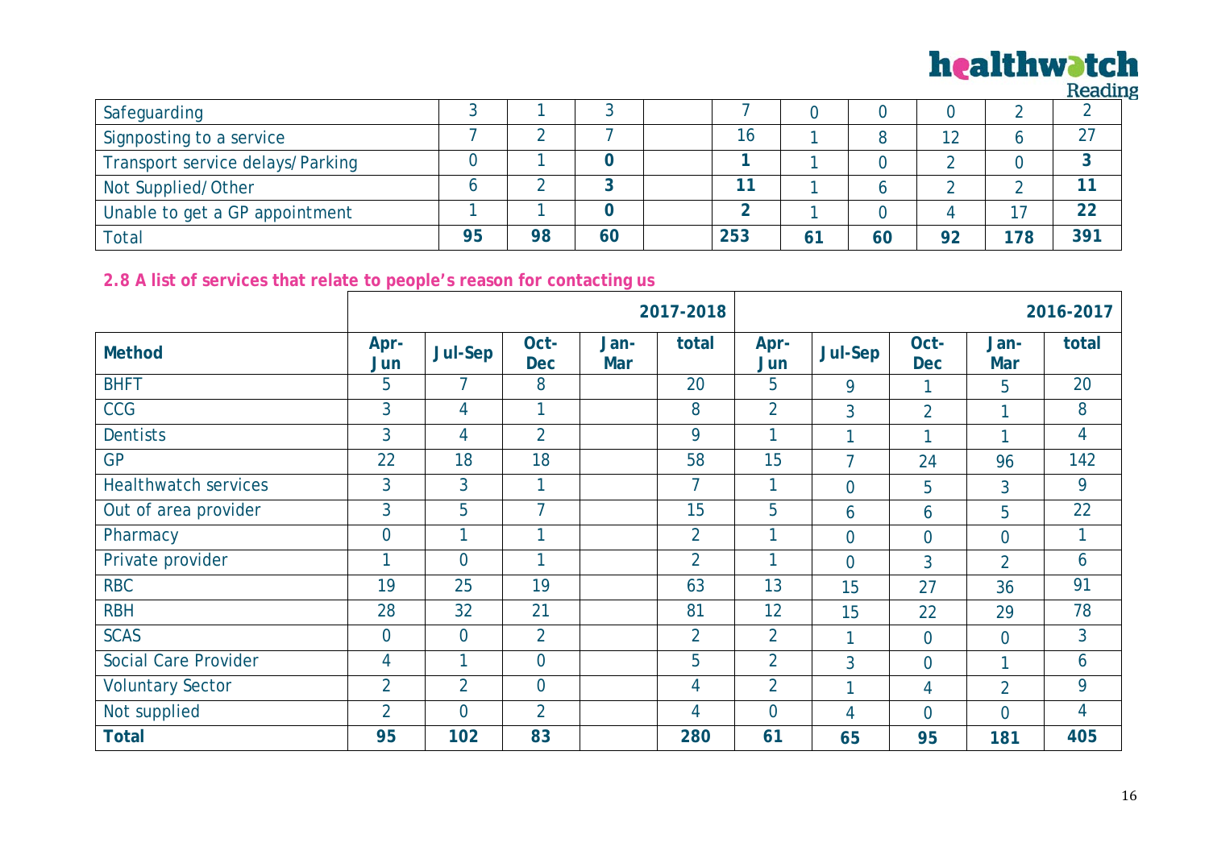| | | | | | | | | | | |
|---|---|---|---|---|---|---|---|---|---|---|
| Safeguarding | 3 | 1 | 3 | | 7 | 0 | 0 | 0 | 2 | 2 |
| Signposting to a service | 7 | 2 | 7 | | 16 | 1 | 8 | 12 | 6 | 27 |
| Transport service delays/Parking | 0 | 1 | **0** | | **1** | 1 | 0 | 2 | 0 | **3** |
| Not Supplied/Other | 6 | 2 | **3** | | **11** | 1 | 6 | 2 | 2 | **11** |
| Unable to get a GP appointment | 1 | 1 | **0** | | **2** | 1 | 0 | 4 | 17 | **22** |
| Total | **95** | **98** | **60** | | **253** | **61** | **60** | **92** | **178** | **391** |

## 2.8 A list of services that relate to people's reason for contacting us

| | 2017-2018 | | | | | 2016-2017 | | | | |
|---|---|---|---|---|---|---|---|---|---|---|
| **Method** | **Apr-Jun** | **Jul-Sep** | **Oct-Dec** | **Jan-Mar** | **total** | **Apr-Jun** | **Jul-Sep** | **Oct-Dec** | **Jan-Mar** | **total** |
| BHFT | 5 | 7 | 8 | | 20 | 5 | 9 | 1 | 5 | 20 |
| CCG | 3 | 4 | 1 | | 8 | 2 | 3 | 2 | 1 | 8 |
| Dentists | 3 | 4 | 2 | | 9 | 1 | 1 | 1 | 1 | 4 |
| GP | 22 | 18 | 18 | | 58 | 15 | 7 | 24 | 96 | 142 |
| Healthwatch services | 3 | 3 | 1 | | 7 | 1 | 0 | 5 | 3 | 9 |
| Out of area provider | 3 | 5 | 7 | | 15 | 5 | 6 | 6 | 5 | 22 |
| Pharmacy | 0 | 1 | 1 | | 2 | 1 | 0 | 0 | 0 | 1 |
| Private provider | 1 | 0 | 1 | | 2 | 1 | 0 | 3 | 2 | 6 |
| RBC | 19 | 25 | 19 | | 63 | 13 | 15 | 27 | 36 | 91 |
| RBH | 28 | 32 | 21 | | 81 | 12 | 15 | 22 | 29 | 78 |
| SCAS | 0 | 0 | 2 | | 2 | 2 | 1 | 0 | 0 | 3 |
| Social Care Provider | 4 | 1 | 0 | | 5 | 2 | 3 | 0 | 1 | 6 |
| Voluntary Sector | 2 | 2 | 0 | | 4 | 2 | 1 | 4 | 2 | 9 |
| Not supplied | 2 | 0 | 2 | | 4 | 0 | 4 | 0 | 0 | 4 |
| **Total** | **95** | **102** | **83** | | **280** | **61** | **65** | **95** | **181** | **405** |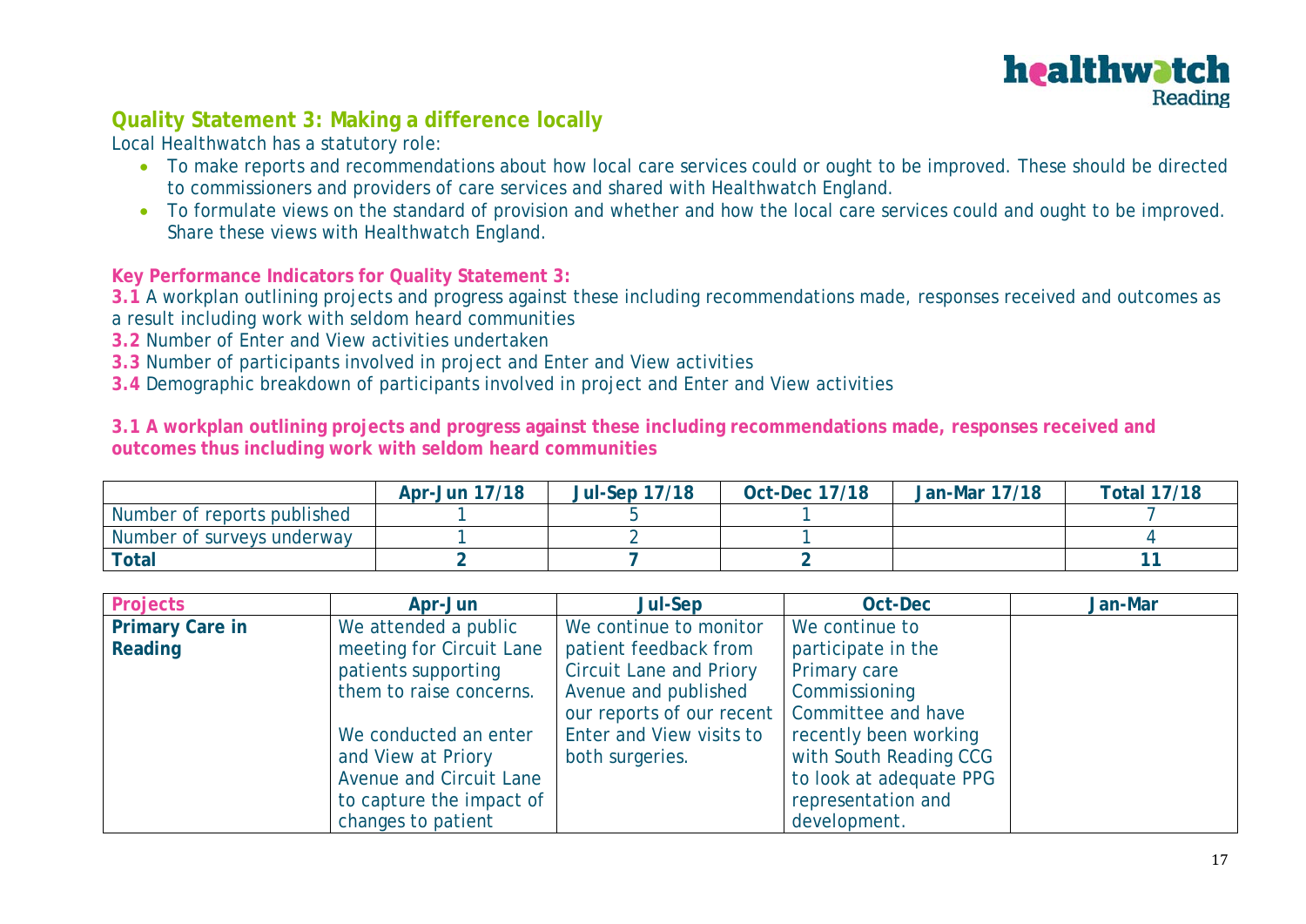## Quality Statement 3: Making a difference locally

Local Healthwatch has a statutory role:

- To make reports and recommendations about how local care services could or ought to be improved. These should be directed to commissioners and providers of care services and shared with Healthwatch England.
- To formulate views on the standard of provision and whether and how the local care services could and ought to be improved. Share these views with Healthwatch England.

**Key Performance Indicators for Quality Statement 3:**

**3.1** A workplan outlining projects and progress against these including recommendations made, responses received and outcomes as a result including work with seldom heard communities

**3.2** Number of Enter and View activities undertaken

**3.3** Number of participants involved in project and Enter and View activities

**3.4** Demographic breakdown of participants involved in project and Enter and View activities

**3.1 A workplan outlining projects and progress against these including recommendations made, responses received and outcomes thus including work with seldom heard communities**

| | Apr-Jun 17/18 | Jul-Sep 17/18 | Oct-Dec 17/18 | Jan-Mar 17/18 | Total 17/18 |
|---|---|---|---|---|---|
| Number of reports published | 1 | 5 | 1 | | 7 |
| Number of surveys underway | 1 | 2 | 1 | | 4 |
| **Total** | **2** | **7** | **2** | | **11** |

| Projects | Apr-Jun | Jul-Sep | Oct-Dec | Jan-Mar |
|---|---|---|---|---|
| **Primary Care in Reading** | We attended a public meeting for Circuit Lane patients supporting them to raise concerns.<br><br>We conducted an enter and View at Priory Avenue and Circuit Lane to capture the impact of changes to patient | We continue to monitor patient feedback from Circuit Lane and Priory Avenue and published our reports of our recent Enter and View visits to both surgeries. | We continue to participate in the Primary care Commissioning Committee and have recently been working with South Reading CCG to look at adequate PPG representation and development. | |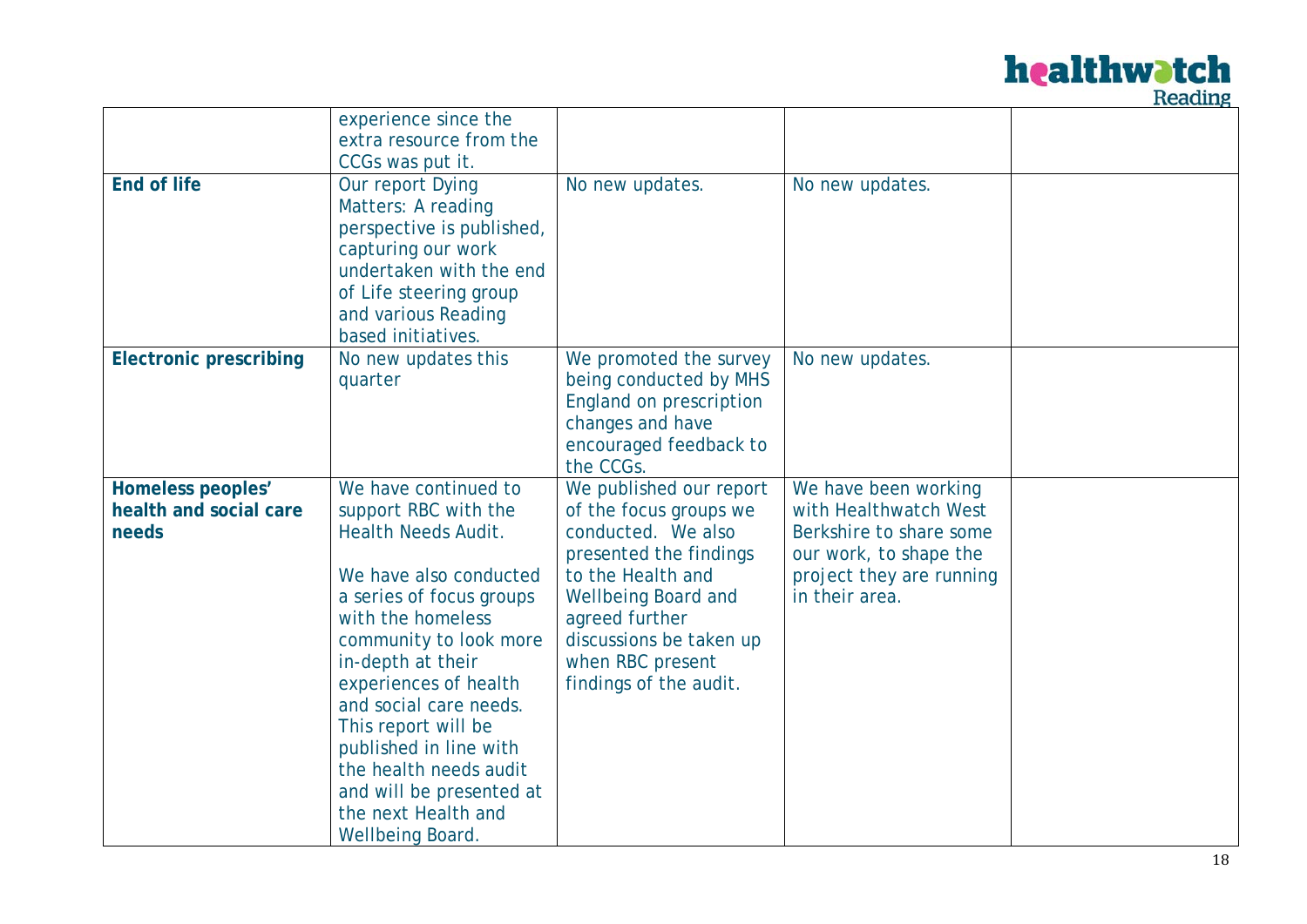| | | | | |
|---|---|---|---|---|
| | experience since the extra resource from the CCGs was put it. | | | |
| **End of life** | Our report Dying Matters: A reading perspective is published, capturing our work undertaken with the end of Life steering group and various Reading based initiatives. | No new updates. | No new updates. | |
| **Electronic prescribing** | No new updates this quarter | We promoted the survey being conducted by MHS England on prescription changes and have encouraged feedback to the CCGs. | No new updates. | |
| **Homeless peoples' health and social care needs** | We have continued to support RBC with the Health Needs Audit.<br><br>We have also conducted a series of focus groups with the homeless community to look more in-depth at their experiences of health and social care needs. This report will be published in line with the health needs audit and will be presented at the next Health and Wellbeing Board. | We published our report of the focus groups we conducted. We also presented the findings to the Health and Wellbeing Board and agreed further discussions be taken up when RBC present findings of the audit. | We have been working with Healthwatch West Berkshire to share some our work, to shape the project they are running in their area. | |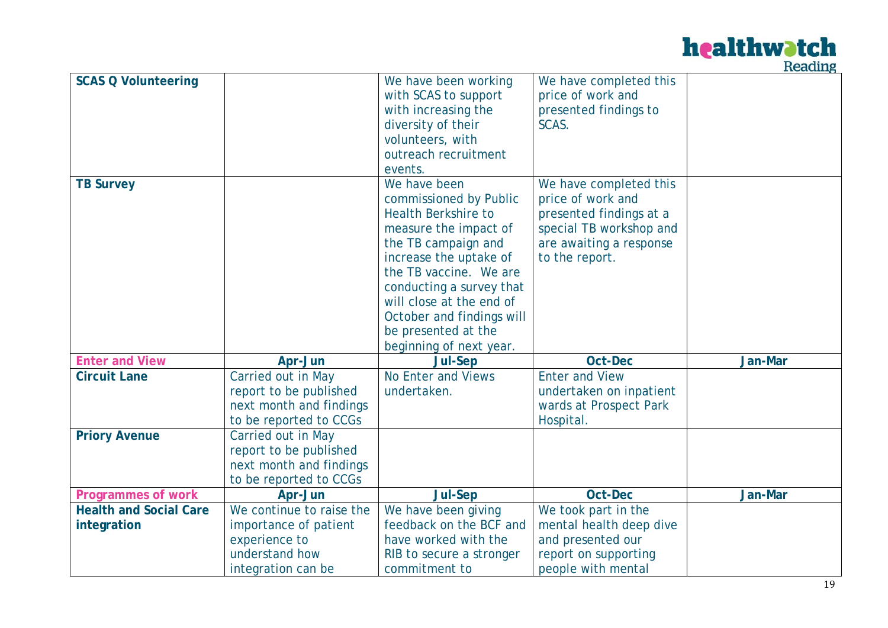| | | | | |
|---|---|---|---|---|
| **SCAS Q Volunteering** | | We have been working with SCAS to support with increasing the diversity of their volunteers, with outreach recruitment events. | We have completed this price of work and presented findings to SCAS. | |
| **TB Survey** | | We have been commissioned by Public Health Berkshire to measure the impact of the TB campaign and increase the uptake of the TB vaccine. We are conducting a survey that will close at the end of October and findings will be presented at the beginning of next year. | We have completed this price of work and presented findings at a special TB workshop and are awaiting a response to the report. | |
| **Enter and View** | **Apr-Jun** | **Jul-Sep** | **Oct-Dec** | **Jan-Mar** |
| **Circuit Lane** | Carried out in May report to be published next month and findings to be reported to CCGs | No Enter and Views undertaken. | Enter and View undertaken on inpatient wards at Prospect Park Hospital. | |
| **Priory Avenue** | Carried out in May report to be published next month and findings to be reported to CCGs | | | |
| **Programmes of work** | **Apr-Jun** | **Jul-Sep** | **Oct-Dec** | **Jan-Mar** |
| **Health and Social Care integration** | We continue to raise the importance of patient experience to understand how integration can be | We have been giving feedback on the BCF and have worked with the RIB to secure a stronger commitment to | We took part in the mental health deep dive and presented our report on supporting people with mental | |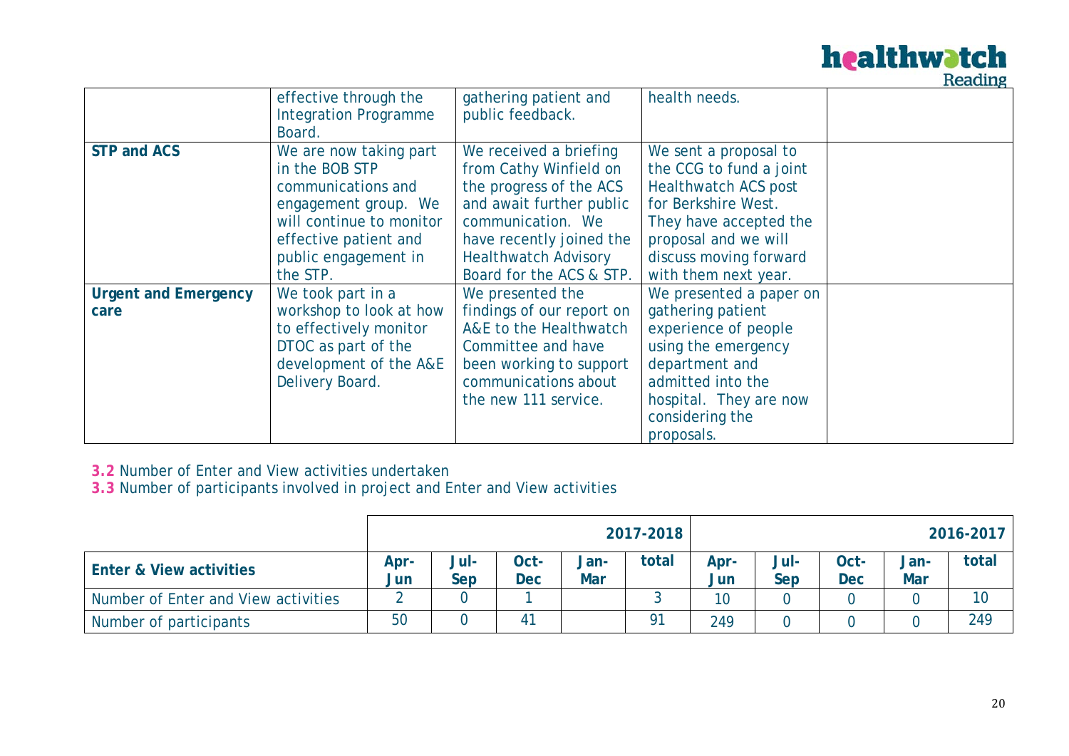| | | | | |
|---|---|---|---|---|
| | effective through the Integration Programme Board. | gathering patient and public feedback. | health needs. | |
| **STP and ACS** | We are now taking part in the BOB STP communications and engagement group. We will continue to monitor effective patient and public engagement in the STP. | We received a briefing from Cathy Winfield on the progress of the ACS and await further public communication. We have recently joined the Healthwatch Advisory Board for the ACS & STP. | We sent a proposal to the CCG to fund a joint Healthwatch ACS post for Berkshire West. They have accepted the proposal and we will discuss moving forward with them next year. | |
| **Urgent and Emergency care** | We took part in a workshop to look at how to effectively monitor DTOC as part of the development of the A&E Delivery Board. | We presented the findings of our report on A&E to the Healthwatch Committee and have been working to support communications about the new 111 service. | We presented a paper on gathering patient experience of people using the emergency department and admitted into the hospital. They are now considering the proposals. | |

**3.2** Number of Enter and View activities undertaken
**3.3** Number of participants involved in project and Enter and View activities

| | 2017-2018 | | | | | 2016-2017 | | | | |
|---|---|---|---|---|---|---|---|---|---|---|
| **Enter & View activities** | **Apr-Jun** | **Jul-Sep** | **Oct-Dec** | **Jan-Mar** | **total** | **Apr-Jun** | **Jul-Sep** | **Oct-Dec** | **Jan-Mar** | **total** |
| Number of Enter and View activities | 2 | 0 | 1 | | 3 | 10 | 0 | 0 | 0 | 10 |
| Number of participants | 50 | 0 | 41 | | 91 | 249 | 0 | 0 | 0 | 249 |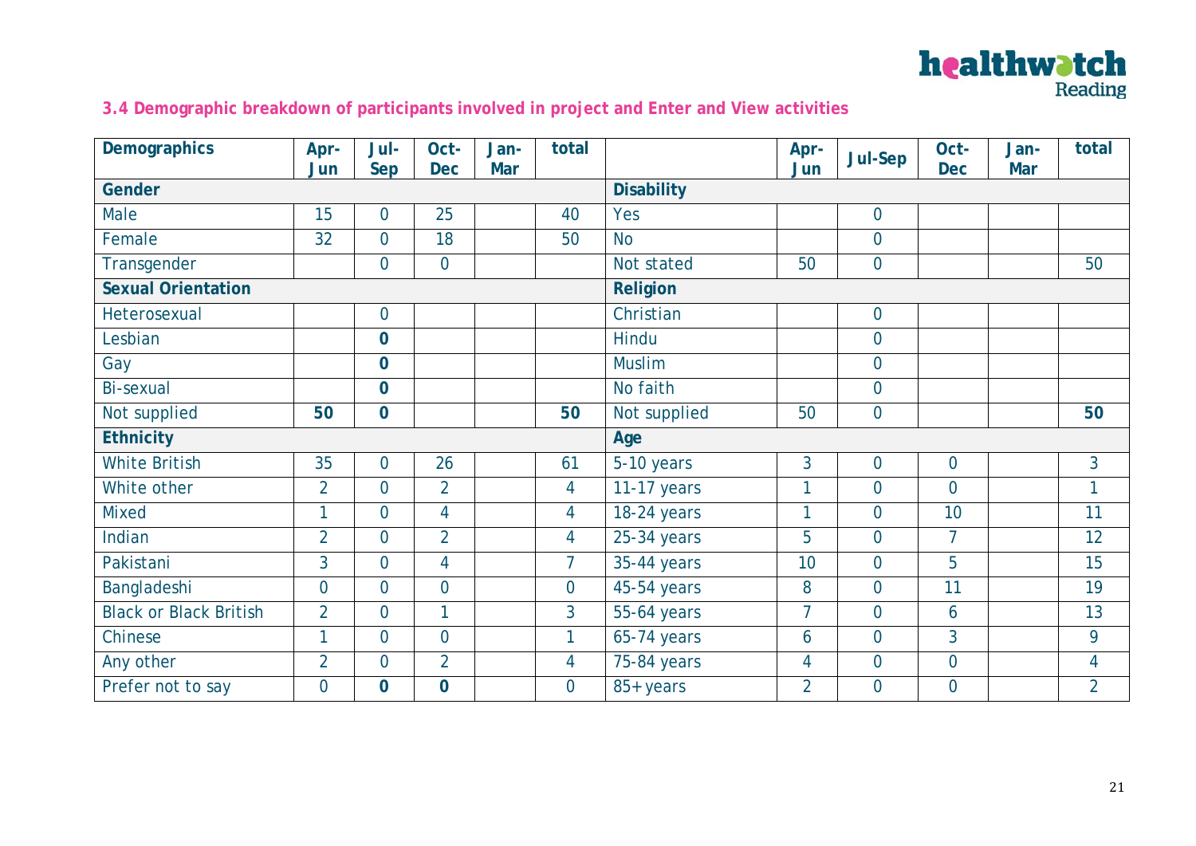### 3.4 Demographic breakdown of participants involved in project and Enter and View activities

| Demographics | Apr-Jun | Jul-Sep | Oct-Dec | Jan-Mar | total | | Apr-Jun | Jul-Sep | Oct-Dec | Jan-Mar | total |
|---|---|---|---|---|---|---|---|---|---|---|---|
| **Gender** | | | | | | **Disability** | | | | | |
| Male | 15 | 0 | 25 | | 40 | Yes | | 0 | | | |
| Female | 32 | 0 | 18 | | 50 | No | | 0 | | | |
| Transgender | | 0 | 0 | | | Not stated | 50 | 0 | | | 50 |
| **Sexual Orientation** | | | | | | **Religion** | | | | | |
| Heterosexual | | 0 | | | | Christian | | 0 | | | |
| Lesbian | | **0** | | | | Hindu | | 0 | | | |
| Gay | | **0** | | | | Muslim | | 0 | | | |
| Bi-sexual | | **0** | | | | No faith | | 0 | | | |
| Not supplied | **50** | **0** | | | **50** | Not supplied | 50 | 0 | | | **50** |
| **Ethnicity** | | | | | | **Age** | | | | | |
| White British | 35 | 0 | 26 | | 61 | 5-10 years | 3 | 0 | 0 | | 3 |
| White other | 2 | 0 | 2 | | 4 | 11-17 years | 1 | 0 | 0 | | 1 |
| Mixed | 1 | 0 | 4 | | 4 | 18-24 years | 1 | 0 | 10 | | 11 |
| Indian | 2 | 0 | 2 | | 4 | 25-34 years | 5 | 0 | 7 | | 12 |
| Pakistani | 3 | 0 | 4 | | 7 | 35-44 years | 10 | 0 | 5 | | 15 |
| Bangladeshi | 0 | 0 | 0 | | 0 | 45-54 years | 8 | 0 | 11 | | 19 |
| Black or Black British | 2 | 0 | 1 | | 3 | 55-64 years | 7 | 0 | 6 | | 13 |
| Chinese | 1 | 0 | 0 | | 1 | 65-74 years | 6 | 0 | 3 | | 9 |
| Any other | 2 | 0 | 2 | | 4 | 75-84 years | 4 | 0 | 0 | | 4 |
| Prefer not to say | 0 | **0** | **0** | | 0 | 85+ years | 2 | 0 | 0 | | 2 |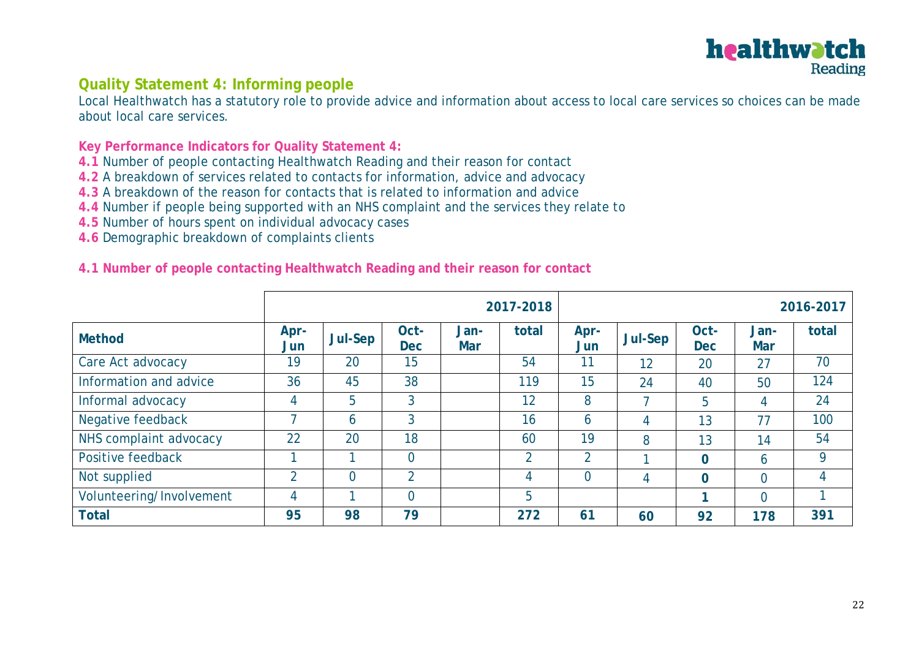## Quality Statement 4: Informing people

Local Healthwatch has a statutory role to provide advice and information about access to local care services so choices can be made about local care services.

**Key Performance Indicators for Quality Statement 4:**

**4.1** Number of people contacting Healthwatch Reading and their reason for contact
**4.2** A breakdown of services related to contacts for information, advice and advocacy
**4.3** A breakdown of the reason for contacts that is related to information and advice
**4.4** Number if people being supported with an NHS complaint and the services they relate to
**4.5** Number of hours spent on individual advocacy cases
**4.6** Demographic breakdown of complaints clients

### 4.1 Number of people contacting Healthwatch Reading and their reason for contact

| | 2017-2018 | | | | | 2016-2017 | | | | |
|---|---|---|---|---|---|---|---|---|---|---|
| **Method** | **Apr-Jun** | **Jul-Sep** | **Oct-Dec** | **Jan-Mar** | **total** | **Apr-Jun** | **Jul-Sep** | **Oct-Dec** | **Jan-Mar** | **total** |
| Care Act advocacy | 19 | 20 | 15 | | 54 | 11 | 12 | 20 | 27 | 70 |
| Information and advice | 36 | 45 | 38 | | 119 | 15 | 24 | 40 | 50 | 124 |
| Informal advocacy | 4 | 5 | 3 | | 12 | 8 | 7 | 5 | 4 | 24 |
| Negative feedback | 7 | 6 | 3 | | 16 | 6 | 4 | 13 | 77 | 100 |
| NHS complaint advocacy | 22 | 20 | 18 | | 60 | 19 | 8 | 13 | 14 | 54 |
| Positive feedback | 1 | 1 | 0 | | 2 | 2 | 1 | **0** | 6 | 9 |
| Not supplied | 2 | 0 | 2 | | 4 | 0 | 4 | **0** | 0 | 4 |
| Volunteering/Involvement | 4 | 1 | 0 | | 5 | | | **1** | 0 | 1 |
| **Total** | **95** | **98** | **79** | | **272** | **61** | **60** | **92** | **178** | **391** |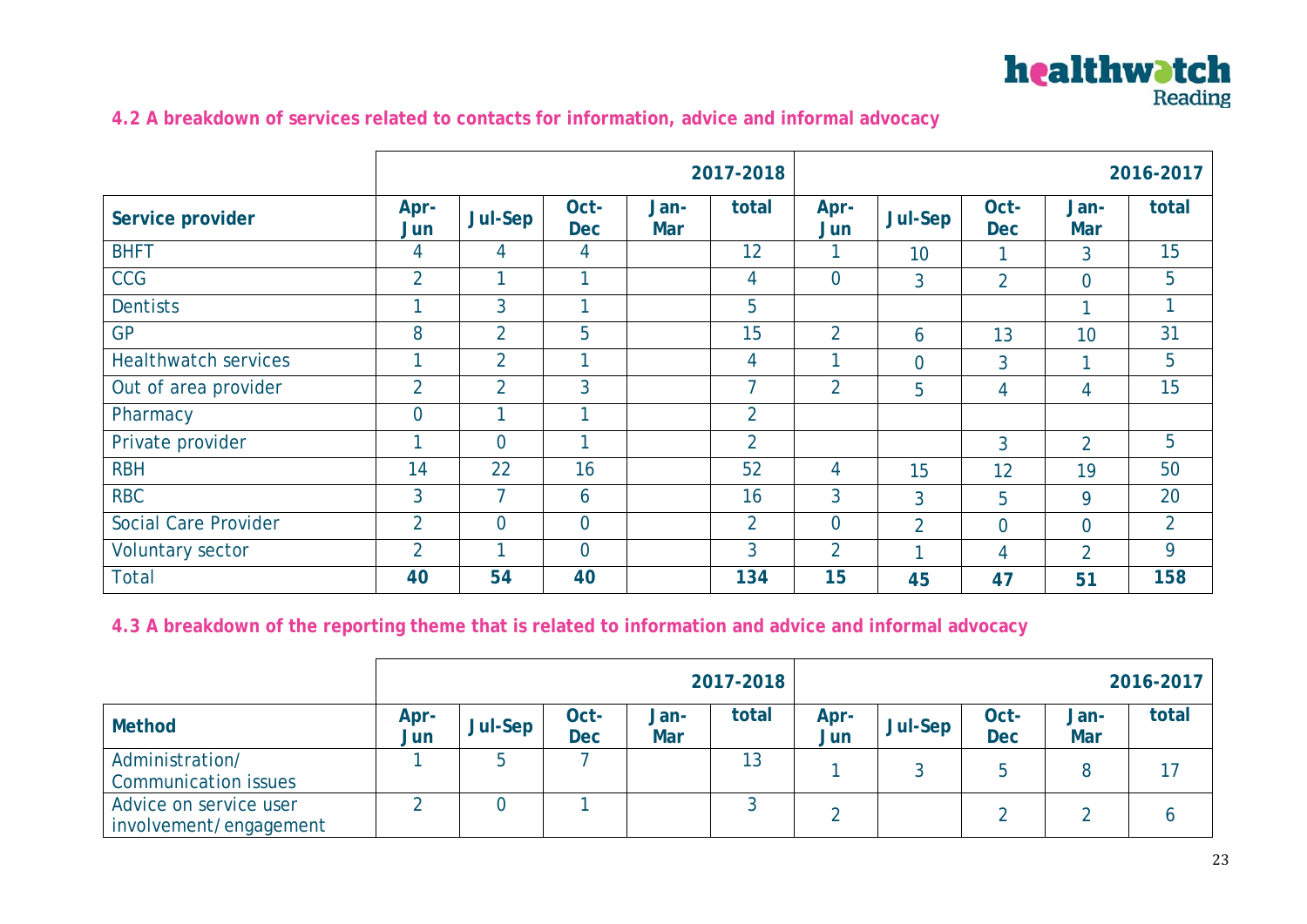### 4.2 A breakdown of services related to contacts for information, advice and informal advocacy

| | 2017-2018 | | | | | 2016-2017 | | | | |
|---|---|---|---|---|---|---|---|---|---|---|
| **Service provider** | **Apr-Jun** | **Jul-Sep** | **Oct-Dec** | **Jan-Mar** | **total** | **Apr-Jun** | **Jul-Sep** | **Oct-Dec** | **Jan-Mar** | **total** |
| BHFT | 4 | 4 | 4 | | 12 | 1 | 10 | 1 | 3 | 15 |
| CCG | 2 | 1 | 1 | | 4 | 0 | 3 | 2 | 0 | 5 |
| Dentists | 1 | 3 | 1 | | 5 | | | | 1 | 1 |
| GP | 8 | 2 | 5 | | 15 | 2 | 6 | 13 | 10 | 31 |
| Healthwatch services | 1 | 2 | 1 | | 4 | 1 | 0 | 3 | 1 | 5 |
| Out of area provider | 2 | 2 | 3 | | 7 | 2 | 5 | 4 | 4 | 15 |
| Pharmacy | 0 | 1 | 1 | | 2 | | | | | |
| Private provider | 1 | 0 | 1 | | 2 | | | 3 | 2 | 5 |
| RBH | 14 | 22 | 16 | | 52 | 4 | 15 | 12 | 19 | 50 |
| RBC | 3 | 7 | 6 | | 16 | 3 | 3 | 5 | 9 | 20 |
| Social Care Provider | 2 | 0 | 0 | | 2 | 0 | 2 | 0 | 0 | 2 |
| Voluntary sector | 2 | 1 | 0 | | 3 | 2 | 1 | 4 | 2 | 9 |
| Total | **40** | **54** | **40** | | **134** | **15** | **45** | **47** | **51** | **158** |

### 4.3 A breakdown of the reporting theme that is related to information and advice and informal advocacy

| | 2017-2018 | | | | | 2016-2017 | | | | |
|---|---|---|---|---|---|---|---|---|---|---|
| **Method** | **Apr-Jun** | **Jul-Sep** | **Oct-Dec** | **Jan-Mar** | **total** | **Apr-Jun** | **Jul-Sep** | **Oct-Dec** | **Jan-Mar** | **total** |
| Administration/ Communication issues | 1 | 5 | 7 | | 13 | 1 | 3 | 5 | 8 | 17 |
| Advice on service user involvement/engagement | 2 | 0 | 1 | | 3 | 2 | | 2 | 2 | 6 |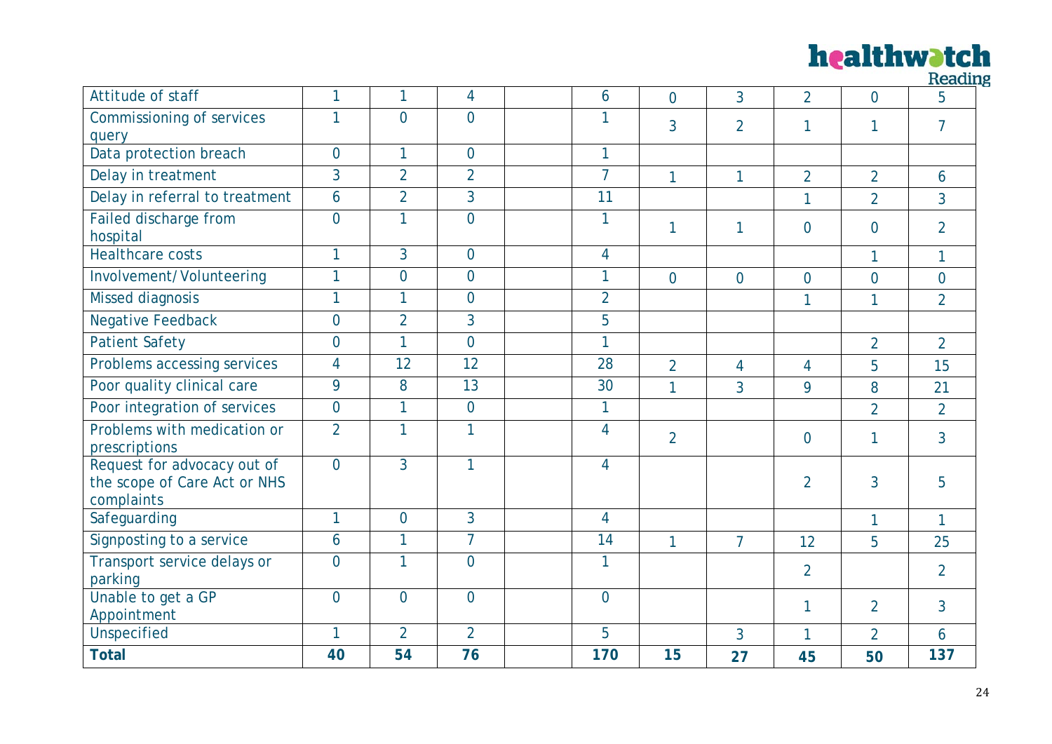| | | | | | | | | | | |
|---|---|---|---|---|---|---|---|---|---|---|
| Attitude of staff | 1 | 1 | 4 | | 6 | 0 | 3 | 2 | 0 | 5 |
| Commissioning of services query | 1 | 0 | 0 | | 1 | 3 | 2 | 1 | 1 | 7 |
| Data protection breach | 0 | 1 | 0 | | 1 | | | | | |
| Delay in treatment | 3 | 2 | 2 | | 7 | 1 | 1 | 2 | 2 | 6 |
| Delay in referral to treatment | 6 | 2 | 3 | | 11 | | | 1 | 2 | 3 |
| Failed discharge from hospital | 0 | 1 | 0 | | 1 | 1 | 1 | 0 | 0 | 2 |
| Healthcare costs | 1 | 3 | 0 | | 4 | | | | 1 | 1 |
| Involvement/Volunteering | 1 | 0 | 0 | | 1 | 0 | 0 | 0 | 0 | 0 |
| Missed diagnosis | 1 | 1 | 0 | | 2 | | | 1 | 1 | 2 |
| Negative Feedback | 0 | 2 | 3 | | 5 | | | | | |
| Patient Safety | 0 | 1 | 0 | | 1 | | | | 2 | 2 |
| Problems accessing services | 4 | 12 | 12 | | 28 | 2 | 4 | 4 | 5 | 15 |
| Poor quality clinical care | 9 | 8 | 13 | | 30 | 1 | 3 | 9 | 8 | 21 |
| Poor integration of services | 0 | 1 | 0 | | 1 | | | | 2 | 2 |
| Problems with medication or prescriptions | 2 | 1 | 1 | | 4 | 2 | | 0 | 1 | 3 |
| Request for advocacy out of the scope of Care Act or NHS complaints | 0 | 3 | 1 | | 4 | | | 2 | 3 | 5 |
| Safeguarding | 1 | 0 | 3 | | 4 | | | | 1 | 1 |
| Signposting to a service | 6 | 1 | 7 | | 14 | 1 | 7 | 12 | 5 | 25 |
| Transport service delays or parking | 0 | 1 | 0 | | 1 | | | 2 | | 2 |
| Unable to get a GP Appointment | 0 | 0 | 0 | | 0 | | | 1 | 2 | 3 |
| Unspecified | 1 | 2 | 2 | | 5 | | 3 | 1 | 2 | 6 |
| **Total** | **40** | **54** | **76** | | **170** | **15** | **27** | **45** | **50** | **137** |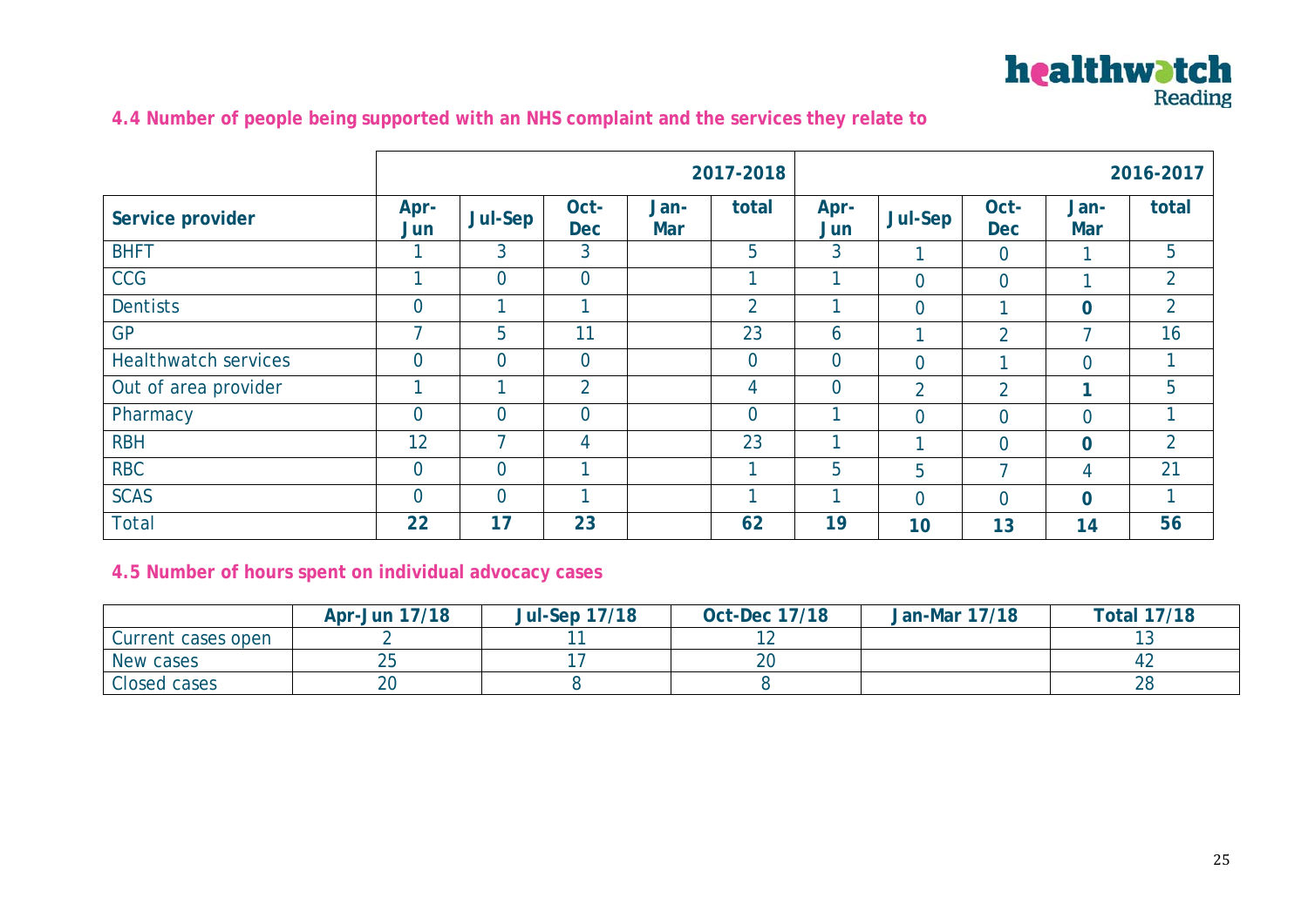### 4.4 Number of people being supported with an NHS complaint and the services they relate to

| | 2017-2018 | | | | | 2016-2017 | | | | |
|---|---|---|---|---|---|---|---|---|---|---|
| **Service provider** | **Apr-Jun** | **Jul-Sep** | **Oct-Dec** | **Jan-Mar** | **total** | **Apr-Jun** | **Jul-Sep** | **Oct-Dec** | **Jan-Mar** | **total** |
| BHFT | 1 | 3 | 3 | | 5 | 3 | 1 | 0 | 1 | 5 |
| CCG | 1 | 0 | 0 | | 1 | 1 | 0 | 0 | 1 | 2 |
| Dentists | 0 | 1 | 1 | | 2 | 1 | 0 | 1 | **0** | 2 |
| GP | 7 | 5 | 11 | | 23 | 6 | 1 | 2 | 7 | 16 |
| Healthwatch services | 0 | 0 | 0 | | 0 | 0 | 0 | 1 | 0 | 1 |
| Out of area provider | 1 | 1 | 2 | | 4 | 0 | 2 | 2 | **1** | 5 |
| Pharmacy | 0 | 0 | 0 | | 0 | 1 | 0 | 0 | 0 | 1 |
| RBH | 12 | 7 | 4 | | 23 | 1 | 1 | 0 | **0** | 2 |
| RBC | 0 | 0 | 1 | | 1 | 5 | 5 | 7 | 4 | 21 |
| SCAS | 0 | 0 | 1 | | 1 | 1 | 0 | 0 | **0** | 1 |
| Total | **22** | **17** | **23** | | **62** | **19** | **10** | **13** | **14** | **56** |

### 4.5 Number of hours spent on individual advocacy cases

| | **Apr-Jun 17/18** | **Jul-Sep 17/18** | **Oct-Dec 17/18** | **Jan-Mar 17/18** | **Total 17/18** |
|---|---|---|---|---|---|
| Current cases open | 2 | 11 | 12 | | 13 |
| New cases | 25 | 17 | 20 | | 42 |
| Closed cases | 20 | 8 | 8 | | 28 |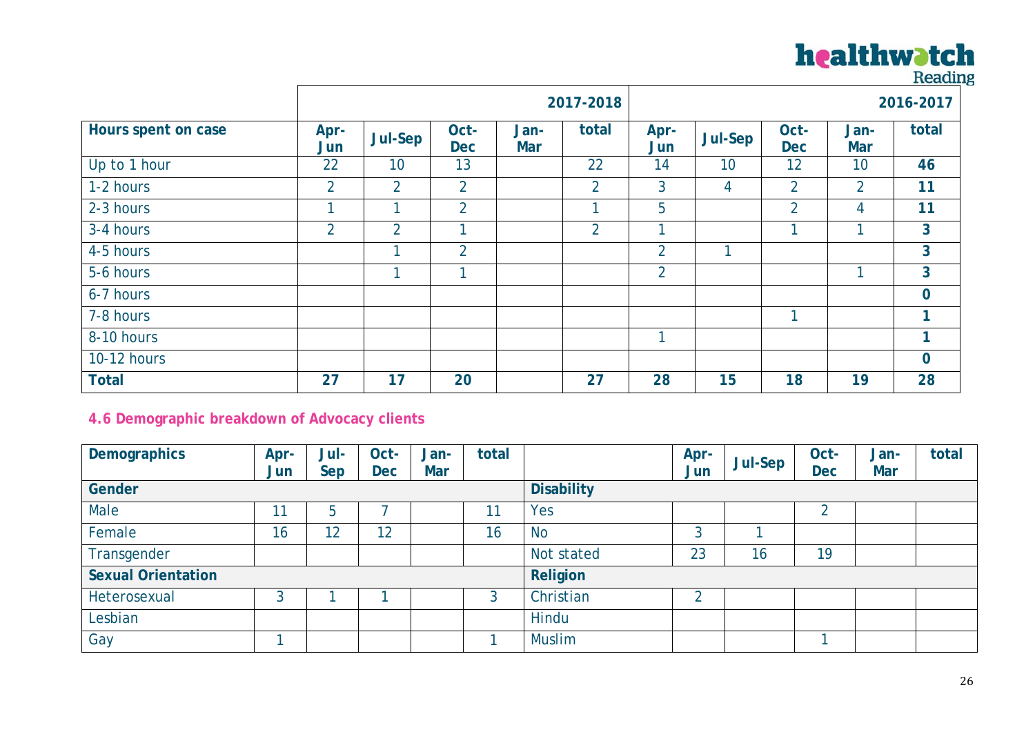| | 2017-2018 | | | | | 2016-2017 | | | | |
|---|---|---|---|---|---|---|---|---|---|---|
| **Hours spent on case** | **Apr-Jun** | **Jul-Sep** | **Oct-Dec** | **Jan-Mar** | **total** | **Apr-Jun** | **Jul-Sep** | **Oct-Dec** | **Jan-Mar** | **total** |
| Up to 1 hour | 22 | 10 | 13 | | 22 | 14 | 10 | 12 | 10 | **46** |
| 1-2 hours | 2 | 2 | 2 | | 2 | 3 | 4 | 2 | 2 | **11** |
| 2-3 hours | 1 | 1 | 2 | | 1 | 5 | | 2 | 4 | **11** |
| 3-4 hours | 2 | 2 | 1 | | 2 | 1 | | 1 | 1 | **3** |
| 4-5 hours | | 1 | 2 | | | 2 | 1 | | | **3** |
| 5-6 hours | | 1 | 1 | | | 2 | | | 1 | **3** |
| 6-7 hours | | | | | | | | | | **0** |
| 7-8 hours | | | | | | | | 1 | | **1** |
| 8-10 hours | | | | | | 1 | | | | **1** |
| 10-12 hours | | | | | | | | | | **0** |
| **Total** | **27** | **17** | **20** | | **27** | **28** | **15** | **18** | **19** | **28** |

### 4.6 Demographic breakdown of Advocacy clients

| **Demographics** | **Apr-Jun** | **Jul-Sep** | **Oct-Dec** | **Jan-Mar** | **total** | | **Apr-Jun** | **Jul-Sep** | **Oct-Dec** | **Jan-Mar** | **total** |
|---|---|---|---|---|---|---|---|---|---|---|---|
| **Gender** | | | | | | **Disability** | | | | | |
| Male | 11 | 5 | 7 | | 11 | Yes | | | 2 | | |
| Female | 16 | 12 | 12 | | 16 | No | 3 | 1 | | | |
| Transgender | | | | | | Not stated | 23 | 16 | 19 | | |
| **Sexual Orientation** | | | | | | **Religion** | | | | | |
| Heterosexual | 3 | 1 | 1 | | 3 | Christian | 2 | | | | |
| Lesbian | | | | | | Hindu | | | | | |
| Gay | 1 | | | | 1 | Muslim | | | 1 | | |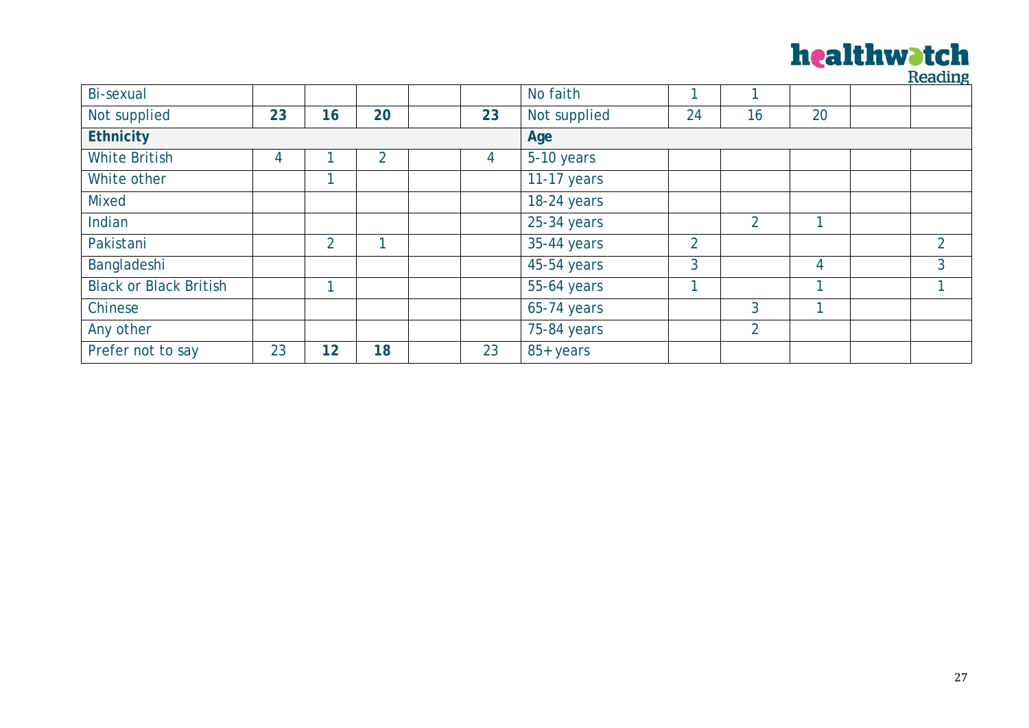| | | | | | | | | | | |
|---|---|---|---|---|---|---|---|---|---|---|
| Bi-sexual | | | | | | No faith | 1 | 1 | | |
| Not supplied | **23** | **16** | **20** | | **23** | Not supplied | 24 | 16 | 20 | |
| **Ethnicity** | | | | | | **Age** | | | | |
| White British | 4 | 1 | 2 | | 4 | 5-10 years | | | | |
| White other | | 1 | | | | 11-17 years | | | | |
| Mixed | | | | | | 18-24 years | | | | |
| Indian | | | | | | 25-34 years | | 2 | 1 | |
| Pakistani | | 2 | 1 | | | 35-44 years | 2 | | | | 2 |
| Bangladeshi | | | | | | 45-54 years | 3 | | 4 | | 3 |
| Black or Black British | | 1 | | | | 55-64 years | 1 | | 1 | | 1 |
| Chinese | | | | | | 65-74 years | | 3 | 1 | | |
| Any other | | | | | | 75-84 years | | 2 | | | |
| Prefer not to say | 23 | **12** | **18** | | 23 | 85+ years | | | | | |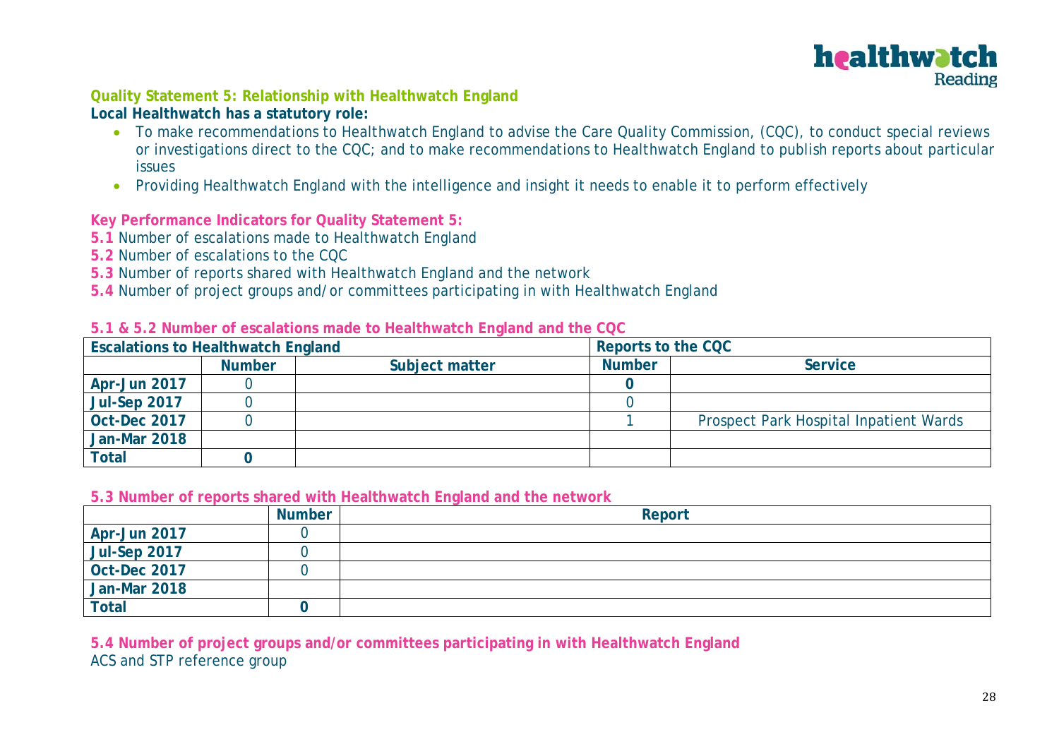### Quality Statement 5: Relationship with Healthwatch England

**Local Healthwatch has a statutory role:**

- To make recommendations to Healthwatch England to advise the Care Quality Commission, (CQC), to conduct special reviews or investigations direct to the CQC; and to make recommendations to Healthwatch England to publish reports about particular issues
- Providing Healthwatch England with the intelligence and insight it needs to enable it to perform effectively

**Key Performance Indicators for Quality Statement 5:**

**5.1** Number of escalations made to Healthwatch England
**5.2** Number of escalations to the CQC
**5.3** Number of reports shared with Healthwatch England and the network
**5.4** Number of project groups and/or committees participating in with Healthwatch England

**5.1 & 5.2 Number of escalations made to Healthwatch England and the CQC**

| Escalations to Healthwatch England | | | Reports to the CQC | |
|---|---|---|---|---|
| | Number | Subject matter | Number | Service |
| Apr-Jun 2017 | 0 | | **0** | |
| Jul-Sep 2017 | 0 | | 0 | |
| Oct-Dec 2017 | 0 | | 1 | Prospect Park Hospital Inpatient Wards |
| Jan-Mar 2018 | | | | |
| Total | **0** | | | |

**5.3 Number of reports shared with Healthwatch England and the network**

| | Number | Report |
|---|---|---|
| Apr-Jun 2017 | 0 | |
| Jul-Sep 2017 | 0 | |
| Oct-Dec 2017 | 0 | |
| Jan-Mar 2018 | | |
| Total | **0** | |

**5.4 Number of project groups and/or committees participating in with Healthwatch England**

ACS and STP reference group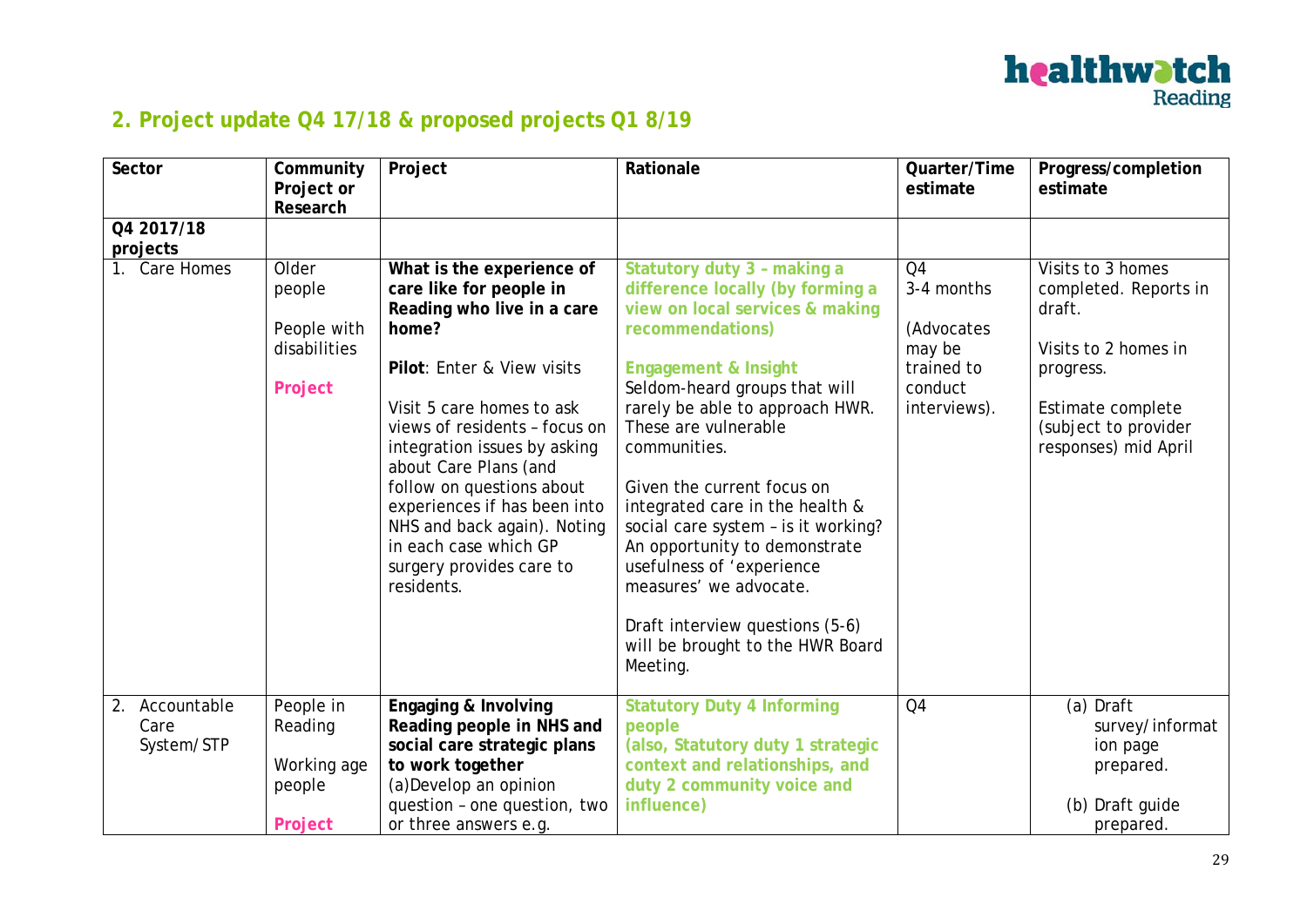## 2. Project update Q4 17/18 & proposed projects Q1 8/19

| Sector | Community Project or Research | Project | Rationale | Quarter/Time estimate | Progress/completion estimate |
|---|---|---|---|---|---|
| Q4 2017/18 projects | | | | | |
| 1. Care Homes | Older people<br><br>People with disabilities<br><br>**Project** | **What is the experience of care like for people in Reading who live in a care home?**<br><br>**Pilot**: Enter & View visits<br><br>Visit 5 care homes to ask views of residents – focus on integration issues by asking about Care Plans (and follow on questions about experiences if has been into NHS and back again). Noting in each case which GP surgery provides care to residents. | **Statutory duty 3 – making a difference locally (by forming a view on local services & making recommendations)**<br><br>**Engagement & Insight**<br>Seldom-heard groups that will rarely be able to approach HWR. These are vulnerable communities.<br><br>Given the current focus on integrated care in the health & social care system – is it working? An opportunity to demonstrate usefulness of 'experience measures' we advocate.<br><br>Draft interview questions (5-6) will be brought to the HWR Board Meeting. | Q4<br>3-4 months<br><br>(Advocates may be trained to conduct interviews). | Visits to 3 homes completed. Reports in draft.<br><br>Visits to 2 homes in progress.<br><br>Estimate complete (subject to provider responses) mid April |
| 2. Accountable Care System/STP | People in Reading<br><br>Working age people<br><br>**Project** | **Engaging & Involving Reading people in NHS and social care strategic plans to work together**<br>(a)Develop an opinion question – one question, two or three answers e.g. | **Statutory Duty 4 Informing people**<br>**(also, Statutory duty 1 strategic context and relationships, and duty 2 community voice and influence)** | Q4 | (a) Draft survey/information page prepared.<br><br>(b) Draft guide prepared. |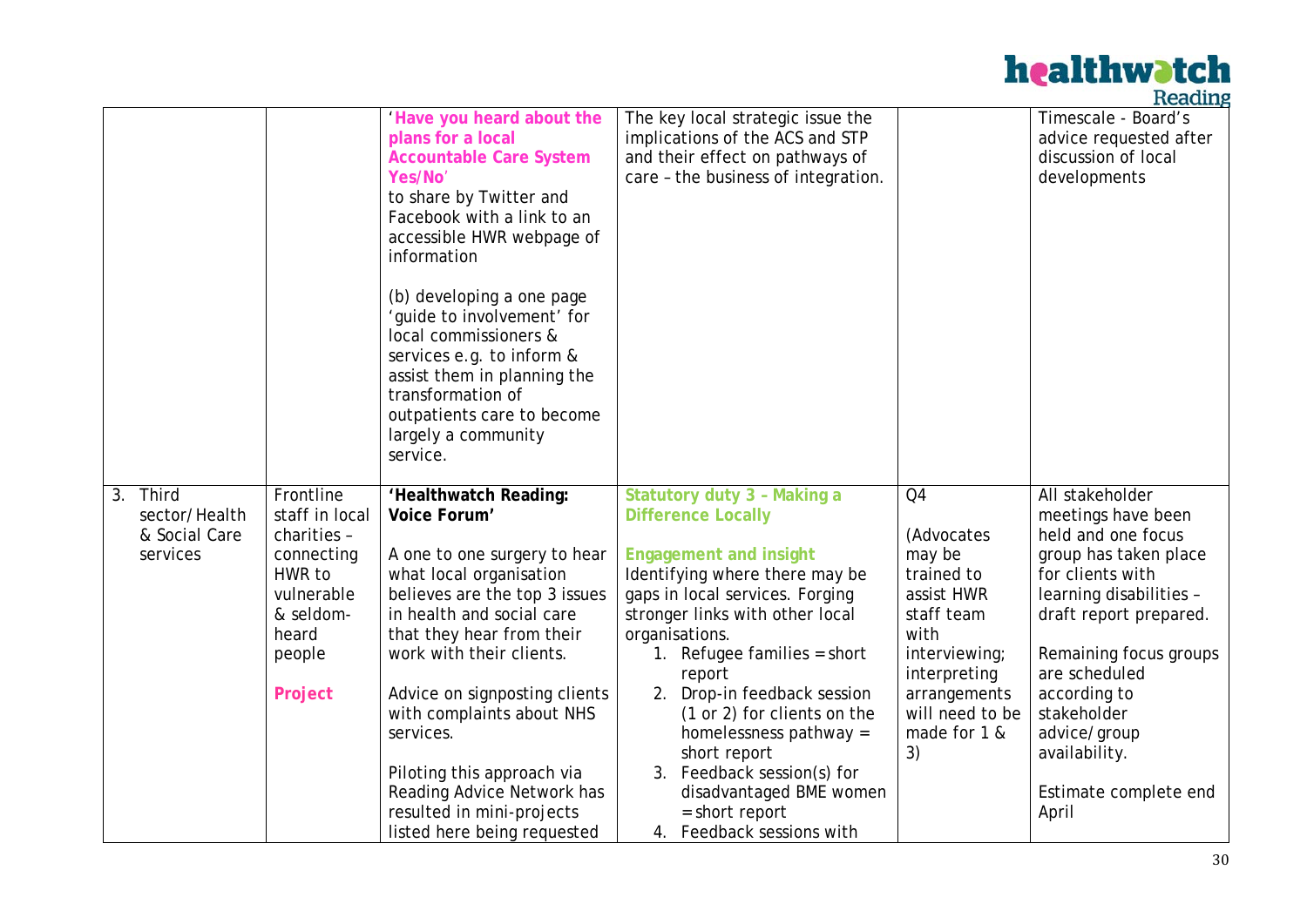| | | | | | |
|---|---|---|---|---|---|
| | | '**Have you heard about the plans for a local Accountable Care System Yes/No**' to share by Twitter and Facebook with a link to an accessible HWR webpage of information<br><br>(b) developing a one page 'guide to involvement' for local commissioners & services e.g. to inform & assist them in planning the transformation of outpatients care to become largely a community service. | The key local strategic issue the implications of the ACS and STP and their effect on pathways of care – the business of integration. | | Timescale - Board's advice requested after discussion of local developments |
| 3. Third sector/Health & Social Care services | Frontline staff in local charities – connecting HWR to vulnerable & seldom-heard people<br><br>**Project** | **'Healthwatch Reading: Voice Forum'**<br><br>A one to one surgery to hear what local organisation believes are the top 3 issues in health and social care that they hear from their work with their clients.<br><br>Advice on signposting clients with complaints about NHS services.<br><br>Piloting this approach via Reading Advice Network has resulted in mini-projects listed here being requested | **Statutory duty 3 – Making a Difference Locally**<br><br>**Engagement and insight**<br>Identifying where there may be gaps in local services. Forging stronger links with other local organisations.<br>1. Refugee families = short report<br>2. Drop-in feedback session (1 or 2) for clients on the homelessness pathway = short report<br>3. Feedback session(s) for disadvantaged BME women = short report<br>4. Feedback sessions with | Q4<br><br>(Advocates may be trained to assist HWR staff team with interviewing; interpreting arrangements will need to be made for 1 & 3) | All stakeholder meetings have been held and one focus group has taken place for clients with learning disabilities – draft report prepared.<br><br>Remaining focus groups are scheduled according to stakeholder advice/group availability.<br><br>Estimate complete end April |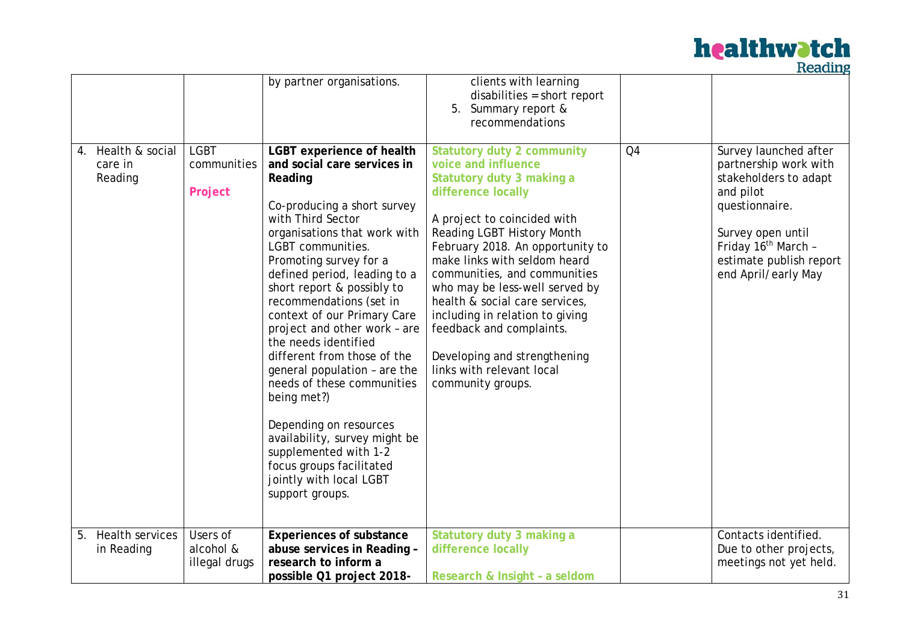| | | | | | |
|---|---|---|---|---|---|
| | | by partner organisations. | clients with learning disabilities = short report<br>5. Summary report & recommendations | | |
| 4. Health & social care in Reading | LGBT communities<br><br>**Project** | **LGBT experience of health and social care services in Reading**<br><br>Co-producing a short survey with Third Sector organisations that work with LGBT communities. Promoting survey for a defined period, leading to a short report & possibly to recommendations (set in context of our Primary Care project and other work – are the needs identified different from those of the general population – are the needs of these communities being met?)<br><br>Depending on resources availability, survey might be supplemented with 1-2 focus groups facilitated jointly with local LGBT support groups. | **Statutory duty 2 community voice and influence**<br>**Statutory duty 3 making a difference locally**<br><br>A project to coincided with Reading LGBT History Month February 2018. An opportunity to make links with seldom heard communities, and communities who may be less-well served by health & social care services, including in relation to giving feedback and complaints.<br><br>Developing and strengthening links with relevant local community groups. | Q4 | Survey launched after partnership work with stakeholders to adapt and pilot questionnaire.<br><br>Survey open until Friday 16th March – estimate publish report end April/early May |
| 5. Health services in Reading | Users of alcohol & illegal drugs | **Experiences of substance abuse services in Reading – research to inform a possible Q1 project 2018-** | **Statutory duty 3 making a difference locally**<br><br>**Research & Insight – a seldom** | | Contacts identified. Due to other projects, meetings not yet held. |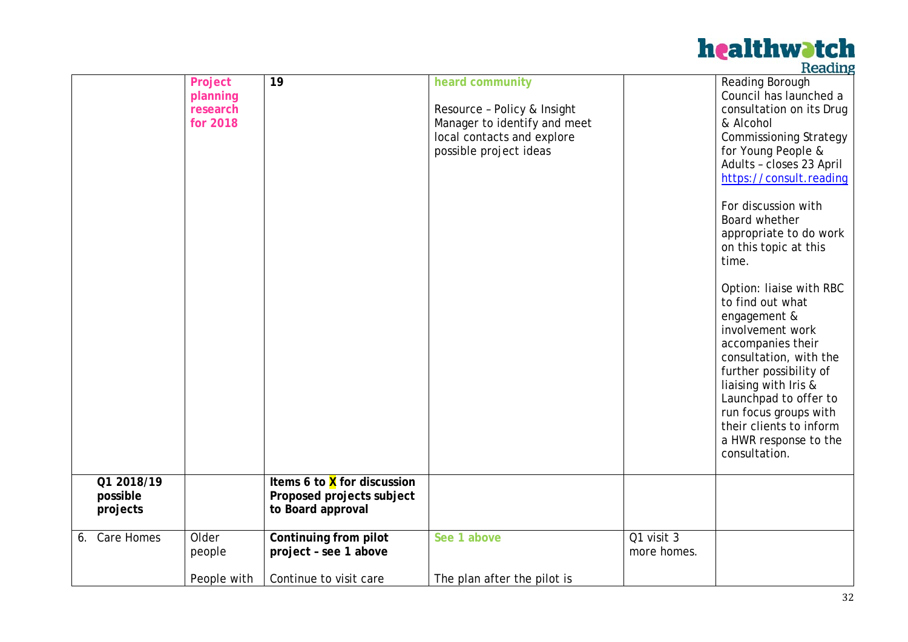| | | | | | |
|---|---|---|---|---|---|
| | **Project planning research for 2018** | **19** | **heard community**<br><br>Resource – Policy & Insight Manager to identify and meet local contacts and explore possible project ideas | | Reading Borough Council has launched a consultation on its Drug & Alcohol Commissioning Strategy for Young People & Adults – closes 23 April https://consult.reading<br><br>For discussion with Board whether appropriate to do work on this topic at this time.<br><br>Option: liaise with RBC to find out what engagement & involvement work accompanies their consultation, with the further possibility of liaising with Iris & Launchpad to offer to run focus groups with their clients to inform a HWR response to the consultation. |
| **Q1 2018/19 possible projects** | | **Items 6 to X for discussion Proposed projects subject to Board approval** | | | |
| 6. Care Homes | Older people<br><br>People with | **Continuing from pilot project – see 1 above**<br><br>Continue to visit care | **See 1 above**<br><br>The plan after the pilot is | Q1 visit 3 more homes. | |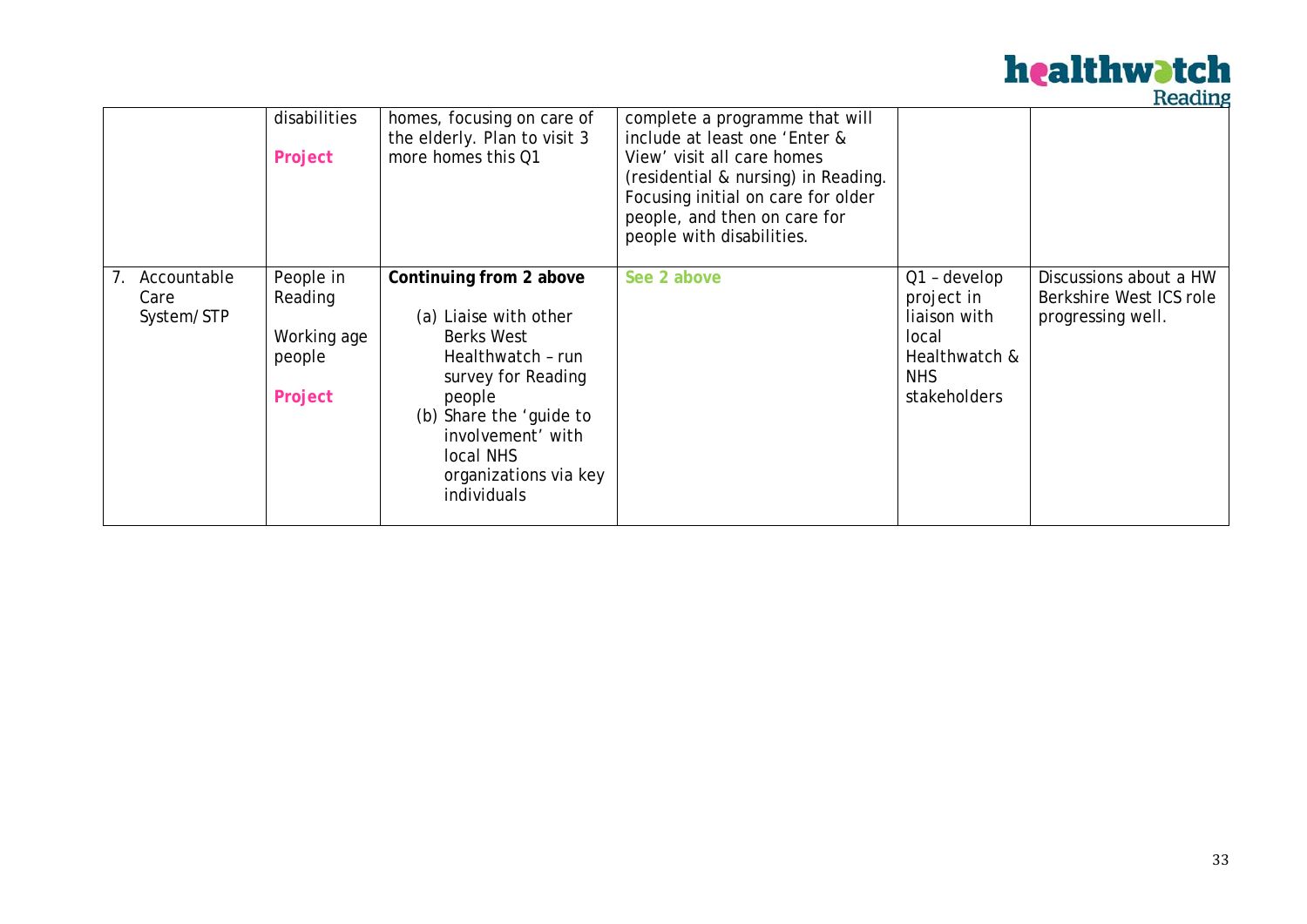| | | | | | |
|---|---|---|---|---|---|
| | disabilities<br><br>**Project** | homes, focusing on care of the elderly. Plan to visit 3 more homes this Q1 | complete a programme that will include at least one 'Enter & View' visit all care homes (residential & nursing) in Reading. Focusing initial on care for older people, and then on care for people with disabilities. | | |
| 7. Accountable Care System/STP | People in Reading<br><br>Working age people<br><br>**Project** | **Continuing from 2 above**<br><br>(a) Liaise with other Berks West Healthwatch – run survey for Reading people<br>(b) Share the 'guide to involvement' with local NHS organizations via key individuals | **See 2 above** | Q1 – develop project in liaison with local Healthwatch & NHS stakeholders | Discussions about a HW Berkshire West ICS role progressing well. |